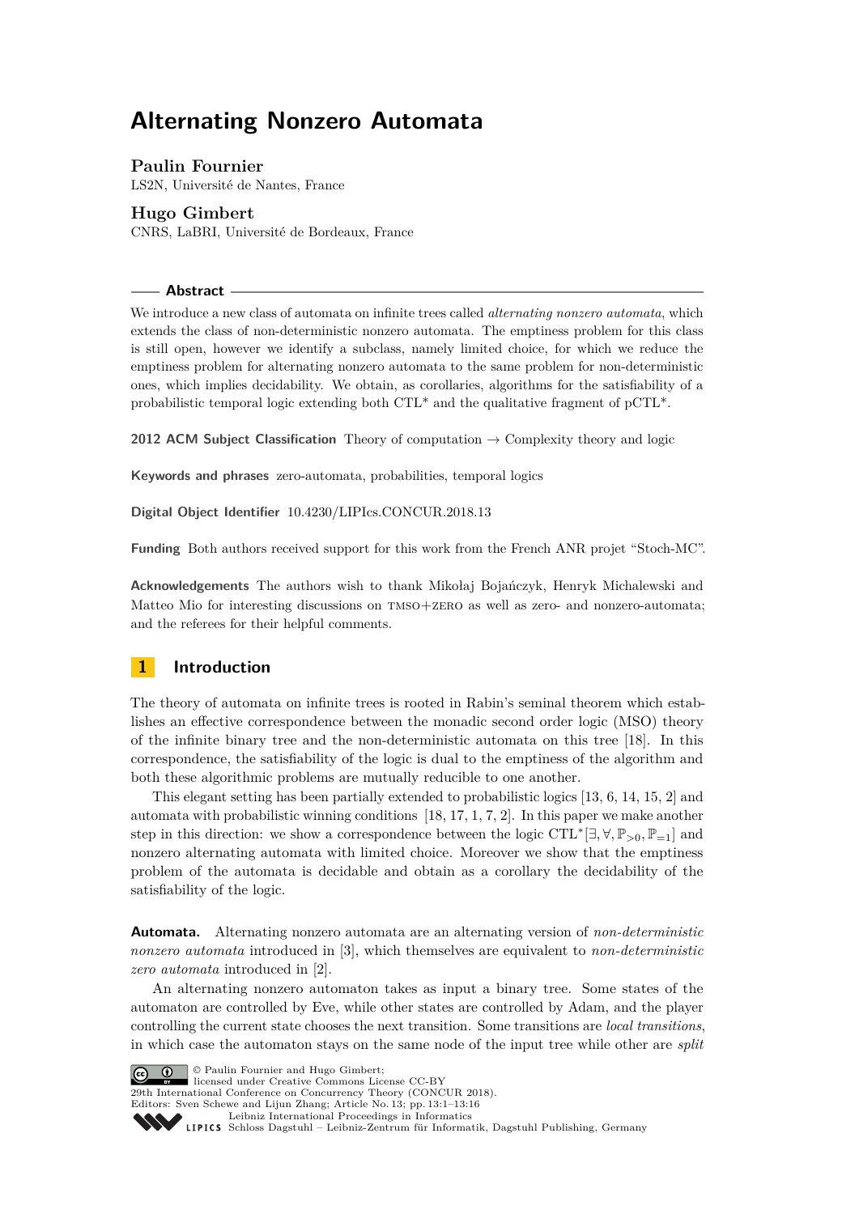# Alternating Nonzero Automata

**Paulin Fournier**
LS2N, Université de Nantes, France

**Hugo Gimbert**
CNRS, LaBRI, Université de Bordeaux, France

## Abstract

We introduce a new class of automata on infinite trees called *alternating nonzero automata*, which extends the class of non-deterministic nonzero automata. The emptiness problem for this class is still open, however we identify a subclass, namely limited choice, for which we reduce the emptiness problem for alternating nonzero automata to the same problem for non-deterministic ones, which implies decidability. We obtain, as corollaries, algorithms for the satisfiability of a probabilistic temporal logic extending both CTL* and the qualitative fragment of pCTL*.

**2012 ACM Subject Classification** Theory of computation → Complexity theory and logic

**Keywords and phrases** zero-automata, probabilities, temporal logics

**Digital Object Identifier** 10.4230/LIPIcs.CONCUR.2018.13

**Funding** Both authors received support for this work from the French ANR projet "Stoch-MC".

**Acknowledgements** The authors wish to thank Mikołaj Bojańczyk, Henryk Michalewski and Matteo Mio for interesting discussions on TMSO+ZERO as well as zero- and nonzero-automata; and the referees for their helpful comments.

## 1 Introduction

The theory of automata on infinite trees is rooted in Rabin's seminal theorem which establishes an effective correspondence between the monadic second order logic (MSO) theory of the infinite binary tree and the non-deterministic automata on this tree [18]. In this correspondence, the satisfiability of the logic is dual to the emptiness of the algorithm and both these algorithmic problems are mutually reducible to one another.

This elegant setting has been partially extended to probabilistic logics [13, 6, 14, 15, 2] and automata with probabilistic winning conditions [18, 17, 1, 7, 2]. In this paper we make another step in this direction: we show a correspondence between the logic $\mathrm{CTL}^*[\exists, \forall, \mathbb{P}_{>0}, \mathbb{P}_{=1}]$ and nonzero alternating automata with limited choice. Moreover we show that the emptiness problem of the automata is decidable and obtain as a corollary the decidability of the satisfiability of the logic.

**Automata.** Alternating nonzero automata are an alternating version of *non-deterministic nonzero automata* introduced in [3], which themselves are equivalent to *non-deterministic zero automata* introduced in [2].

An alternating nonzero automaton takes as input a binary tree. Some states of the automaton are controlled by Eve, while other states are controlled by Adam, and the player controlling the current state chooses the next transition. Some transitions are *local transitions*, in which case the automaton stays on the same node of the input tree while other are *split*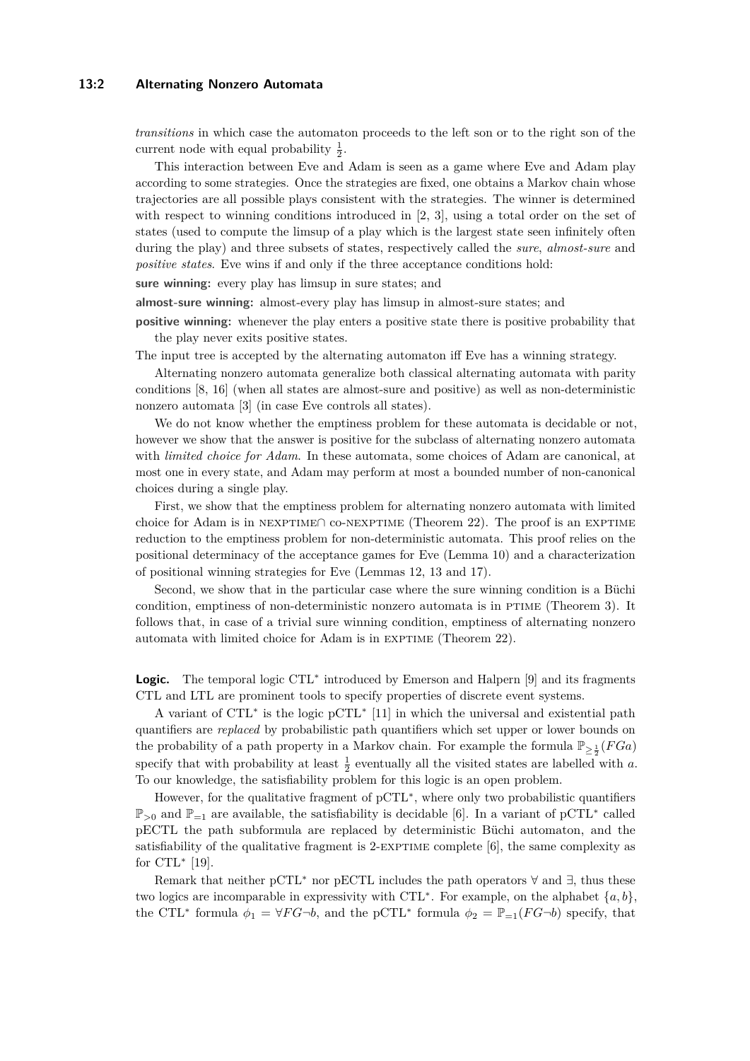*transitions* in which case the automaton proceeds to the left son or to the right son of the current node with equal probability $\frac{1}{2}$.

This interaction between Eve and Adam is seen as a game where Eve and Adam play according to some strategies. Once the strategies are fixed, one obtains a Markov chain whose trajectories are all possible plays consistent with the strategies. The winner is determined with respect to winning conditions introduced in [2, 3], using a total order on the set of states (used to compute the limsup of a play which is the largest state seen infinitely often during the play) and three subsets of states, respectively called the *sure*, *almost-sure* and *positive states*. Eve wins if and only if the three acceptance conditions hold:

**sure winning:** every play has limsup in sure states; and

**almost-sure winning:** almost-every play has limsup in almost-sure states; and

**positive winning:** whenever the play enters a positive state there is positive probability that the play never exits positive states.

The input tree is accepted by the alternating automaton iff Eve has a winning strategy.

Alternating nonzero automata generalize both classical alternating automata with parity conditions [8, 16] (when all states are almost-sure and positive) as well as non-deterministic nonzero automata [3] (in case Eve controls all states).

We do not know whether the emptiness problem for these automata is decidable or not, however we show that the answer is positive for the subclass of alternating nonzero automata with *limited choice for Adam*. In these automata, some choices of Adam are canonical, at most one in every state, and Adam may perform at most a bounded number of non-canonical choices during a single play.

First, we show that the emptiness problem for alternating nonzero automata with limited choice for Adam is in NEXPTIME∩ co-NEXPTIME (Theorem 22). The proof is an EXPTIME reduction to the emptiness problem for non-deterministic automata. This proof relies on the positional determinacy of the acceptance games for Eve (Lemma 10) and a characterization of positional winning strategies for Eve (Lemmas 12, 13 and 17).

Second, we show that in the particular case where the sure winning condition is a Büchi condition, emptiness of non-deterministic nonzero automata is in PTIME (Theorem 3). It follows that, in case of a trivial sure winning condition, emptiness of alternating nonzero automata with limited choice for Adam is in EXPTIME (Theorem 22).

**Logic.** The temporal logic CTL* introduced by Emerson and Halpern [9] and its fragments CTL and LTL are prominent tools to specify properties of discrete event systems.

A variant of CTL* is the logic pCTL* [11] in which the universal and existential path quantifiers are *replaced* by probabilistic path quantifiers which set upper or lower bounds on the probability of a path property in a Markov chain. For example the formula $\mathbb{P}_{\geq \frac{1}{2}}(FGa)$ specify that with probability at least $\frac{1}{2}$ eventually all the visited states are labelled with $a$. To our knowledge, the satisfiability problem for this logic is an open problem.

However, for the qualitative fragment of pCTL*, where only two probabilistic quantifiers $\mathbb{P}_{>0}$ and $\mathbb{P}_{=1}$ are available, the satisfiability is decidable [6]. In a variant of pCTL* called pECTL the path subformula are replaced by deterministic Büchi automaton, and the satisfiability of the qualitative fragment is 2-EXPTIME complete [6], the same complexity as for CTL* [19].

Remark that neither pCTL* nor pECTL includes the path operators $\forall$ and $\exists$, thus these two logics are incomparable in expressivity with CTL*. For example, on the alphabet $\{a, b\}$, the CTL* formula $\phi_1 = \forall FG\neg b$, and the pCTL* formula $\phi_2 = \mathbb{P}_{=1}(FG\neg b)$ specify, that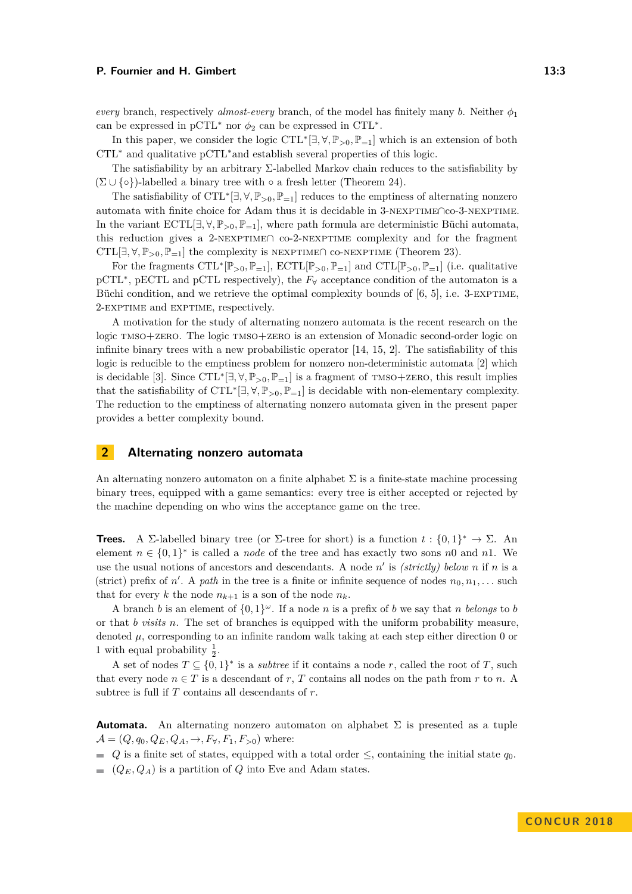*every* branch, respectively *almost-every* branch, of the model has finitely many $b$. Neither $\phi_1$ can be expressed in pCTL$^*$ nor $\phi_2$ can be expressed in CTL$^*$.

In this paper, we consider the logic CTL$^*[\exists, \forall, \mathbb{P}_{>0}, \mathbb{P}_{=1}]$ which is an extension of both CTL$^*$ and qualitative pCTL$^*$and establish several properties of this logic.

The satisfiability by an arbitrary $\Sigma$-labelled Markov chain reduces to the satisfiability by $(\Sigma \cup \{\circ\})$-labelled a binary tree with $\circ$ a fresh letter (Theorem 24).

The satisfiability of CTL$^*[\exists, \forall, \mathbb{P}_{>0}, \mathbb{P}_{=1}]$ reduces to the emptiness of alternating nonzero automata with finite choice for Adam thus it is decidable in 3-NEXPTIME$\cap$co-3-NEXPTIME. In the variant ECTL$[\exists, \forall, \mathbb{P}_{>0}, \mathbb{P}_{=1}]$, where path formula are deterministic Büchi automata, this reduction gives a 2-NEXPTIME$\cap$ co-2-NEXPTIME complexity and for the fragment CTL$[\exists, \forall, \mathbb{P}_{>0}, \mathbb{P}_{=1}]$ the complexity is NEXPTIME$\cap$ co-NEXPTIME (Theorem 23).

For the fragments CTL$^*[\mathbb{P}_{>0}, \mathbb{P}_{=1}]$, ECTL$[\mathbb{P}_{>0}, \mathbb{P}_{=1}]$ and CTL$[\mathbb{P}_{>0}, \mathbb{P}_{=1}]$ (i.e. qualitative pCTL$^*$, pECTL and pCTL respectively), the $F_\forall$ acceptance condition of the automaton is a Büchi condition, and we retrieve the optimal complexity bounds of [6, 5], i.e. 3-EXPTIME, 2-EXPTIME and EXPTIME, respectively.

A motivation for the study of alternating nonzero automata is the recent research on the logic TMSO+ZERO. The logic TMSO+ZERO is an extension of Monadic second-order logic on infinite binary trees with a new probabilistic operator [14, 15, 2]. The satisfiability of this logic is reducible to the emptiness problem for nonzero non-deterministic automata [2] which is decidable [3]. Since CTL$^*[\exists, \forall, \mathbb{P}_{>0}, \mathbb{P}_{=1}]$ is a fragment of TMSO+ZERO, this result implies that the satisfiability of CTL$^*[\exists, \forall, \mathbb{P}_{>0}, \mathbb{P}_{=1}]$ is decidable with non-elementary complexity. The reduction to the emptiness of alternating nonzero automata given in the present paper provides a better complexity bound.

## 2 Alternating nonzero automata

An alternating nonzero automaton on a finite alphabet $\Sigma$ is a finite-state machine processing binary trees, equipped with a game semantics: every tree is either accepted or rejected by the machine depending on who wins the acceptance game on the tree.

**Trees.** A $\Sigma$-labelled binary tree (or $\Sigma$-tree for short) is a function $t : \{0, 1\}^* \to \Sigma$. An element $n \in \{0, 1\}^*$ is called a *node* of the tree and has exactly two sons $n0$ and $n1$. We use the usual notions of ancestors and descendants. A node $n'$ is *(strictly) below* $n$ if $n$ is a (strict) prefix of $n'$. A *path* in the tree is a finite or infinite sequence of nodes $n_0, n_1, \ldots$ such that for every $k$ the node $n_{k+1}$ is a son of the node $n_k$.

A branch $b$ is an element of $\{0, 1\}^\omega$. If a node $n$ is a prefix of $b$ we say that $n$ *belongs* to $b$ or that $b$ *visits* $n$. The set of branches is equipped with the uniform probability measure, denoted $\mu$, corresponding to an infinite random walk taking at each step either direction 0 or 1 with equal probability $\frac{1}{2}$.

A set of nodes $T \subseteq \{0, 1\}^*$ is a *subtree* if it contains a node $r$, called the root of $T$, such that every node $n \in T$ is a descendant of $r$, $T$ contains all nodes on the path from $r$ to $n$. A subtree is full if $T$ contains all descendants of $r$.

**Automata.** An alternating nonzero automaton on alphabet $\Sigma$ is presented as a tuple $\mathcal{A} = (Q, q_0, Q_E, Q_A, \to, F_\forall, F_1, F_{>0})$ where:

- $Q$ is a finite set of states, equipped with a total order $\leq$, containing the initial state $q_0$.
- $(Q_E, Q_A)$ is a partition of $Q$ into Eve and Adam states.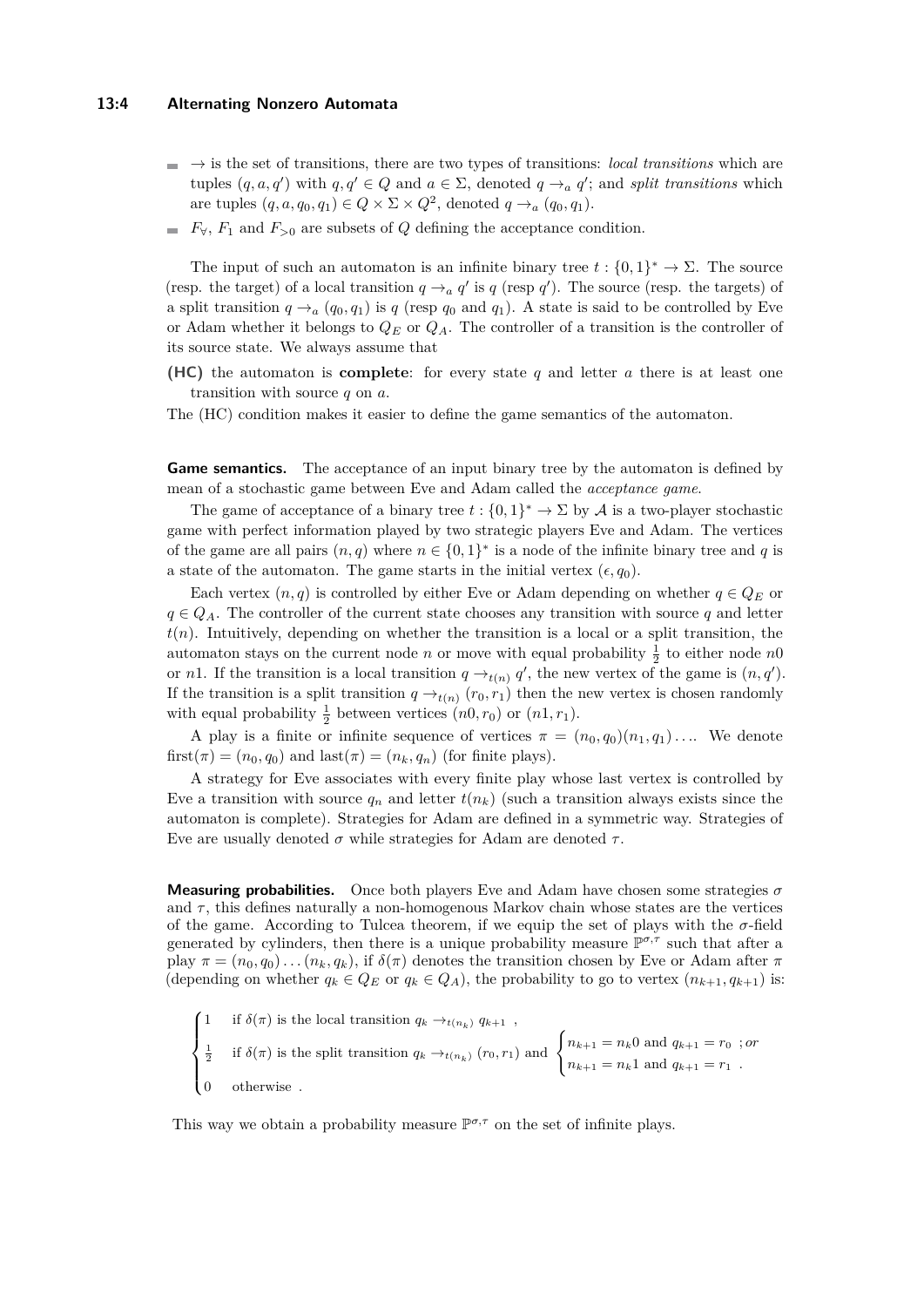- $\rightarrow$ is the set of transitions, there are two types of transitions: *local transitions* which are tuples $(q, a, q')$ with $q, q' \in Q$ and $a \in \Sigma$, denoted $q \rightarrow_a q'$; and *split transitions* which are tuples $(q, a, q_0, q_1) \in Q \times \Sigma \times Q^2$, denoted $q \rightarrow_a (q_0, q_1)$.
- $F_\forall$, $F_1$ and $F_{>0}$ are subsets of $Q$ defining the acceptance condition.

The input of such an automaton is an infinite binary tree $t : \{0,1\}^* \rightarrow \Sigma$. The source (resp. the target) of a local transition $q \rightarrow_a q'$ is $q$ (resp $q'$). The source (resp. the targets) of a split transition $q \rightarrow_a (q_0, q_1)$ is $q$ (resp $q_0$ and $q_1$). A state is said to be controlled by Eve or Adam whether it belongs to $Q_E$ or $Q_A$. The controller of a transition is the controller of its source state. We always assume that

**(HC)** the automaton is **complete**: for every state $q$ and letter $a$ there is at least one transition with source $q$ on $a$.

The (HC) condition makes it easier to define the game semantics of the automaton.

**Game semantics.** The acceptance of an input binary tree by the automaton is defined by mean of a stochastic game between Eve and Adam called the *acceptance game*.

The game of acceptance of a binary tree $t : \{0,1\}^* \rightarrow \Sigma$ by $\mathcal{A}$ is a two-player stochastic game with perfect information played by two strategic players Eve and Adam. The vertices of the game are all pairs $(n, q)$ where $n \in \{0,1\}^*$ is a node of the infinite binary tree and $q$ is a state of the automaton. The game starts in the initial vertex $(\epsilon, q_0)$.

Each vertex $(n, q)$ is controlled by either Eve or Adam depending on whether $q \in Q_E$ or $q \in Q_A$. The controller of the current state chooses any transition with source $q$ and letter $t(n)$. Intuitively, depending on whether the transition is a local or a split transition, the automaton stays on the current node $n$ or move with equal probability $\frac{1}{2}$ to either node $n0$ or $n1$. If the transition is a local transition $q \rightarrow_{t(n)} q'$, the new vertex of the game is $(n, q')$. If the transition is a split transition $q \rightarrow_{t(n)} (r_0, r_1)$ then the new vertex is chosen randomly with equal probability $\frac{1}{2}$ between vertices $(n0, r_0)$ or $(n1, r_1)$.

A play is a finite or infinite sequence of vertices $\pi = (n_0, q_0)(n_1, q_1)\ldots$. We denote $\text{first}(\pi) = (n_0, q_0)$ and $\text{last}(\pi) = (n_k, q_n)$ (for finite plays).

A strategy for Eve associates with every finite play whose last vertex is controlled by Eve a transition with source $q_n$ and letter $t(n_k)$ (such a transition always exists since the automaton is complete). Strategies for Adam are defined in a symmetric way. Strategies of Eve are usually denoted $\sigma$ while strategies for Adam are denoted $\tau$.

**Measuring probabilities.** Once both players Eve and Adam have chosen some strategies $\sigma$ and $\tau$, this defines naturally a non-homogenous Markov chain whose states are the vertices of the game. According to Tulcea theorem, if we equip the set of plays with the $\sigma$-field generated by cylinders, then there is a unique probability measure $\mathbb{P}^{\sigma,\tau}$ such that after a play $\pi = (n_0, q_0)\ldots(n_k, q_k)$, if $\delta(\pi)$ denotes the transition chosen by Eve or Adam after $\pi$ (depending on whether $q_k \in Q_E$ or $q_k \in Q_A$), the probability to go to vertex $(n_{k+1}, q_{k+1})$ is:

$$
\begin{cases}
1 & \text{if } \delta(\pi) \text{ is the local transition } q_k \rightarrow_{t(n_k)} q_{k+1} \ , \\
\frac{1}{2} & \text{if } \delta(\pi) \text{ is the split transition } q_k \rightarrow_{t(n_k)} (r_0, r_1) \text{ and } \begin{cases} n_{k+1} = n_k 0 \text{ and } q_{k+1} = r_0 \ ; or \\ n_{k+1} = n_k 1 \text{ and } q_{k+1} = r_1 \ . \end{cases} \\
0 & \text{otherwise} \ .
\end{cases}
$$

This way we obtain a probability measure $\mathbb{P}^{\sigma,\tau}$ on the set of infinite plays.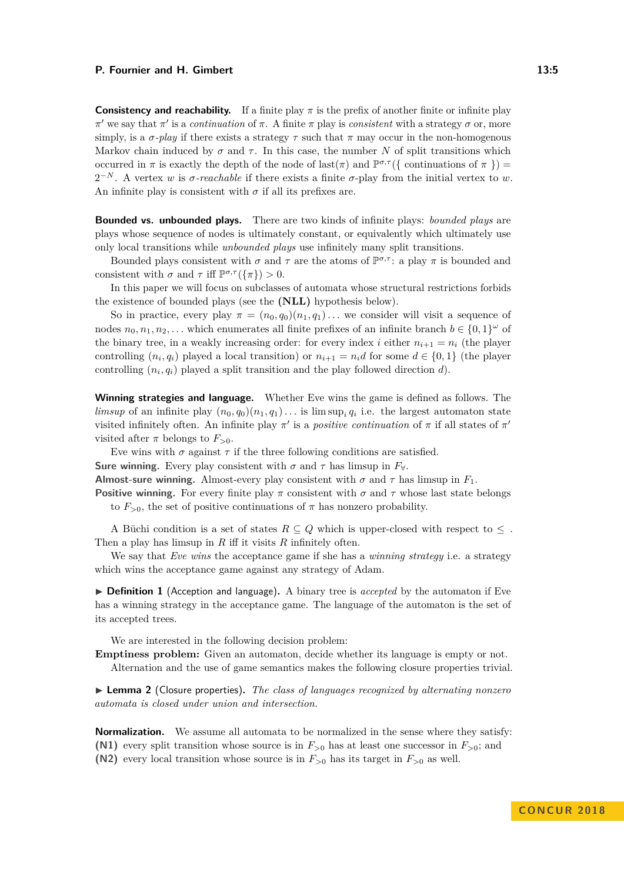**Consistency and reachability.** If a finite play $\pi$ is the prefix of another finite or infinite play $\pi'$ we say that $\pi'$ is a *continuation* of $\pi$. A finite $\pi$ play is *consistent* with a strategy $\sigma$ or, more simply, is a $\sigma$*-play* if there exists a strategy $\tau$ such that $\pi$ may occur in the non-homogenous Markov chain induced by $\sigma$ and $\tau$. In this case, the number $N$ of split transitions which occurred in $\pi$ is exactly the depth of the node of last$(\pi)$ and $\mathbb{P}^{\sigma,\tau}(\{$ continuations of $\pi$ $\}) = 2^{-N}$. A vertex $w$ is $\sigma$*-reachable* if there exists a finite $\sigma$-play from the initial vertex to $w$. An infinite play is consistent with $\sigma$ if all its prefixes are.

**Bounded vs. unbounded plays.** There are two kinds of infinite plays: *bounded plays* are plays whose sequence of nodes is ultimately constant, or equivalently which ultimately use only local transitions while *unbounded plays* use infinitely many split transitions.

Bounded plays consistent with $\sigma$ and $\tau$ are the atoms of $\mathbb{P}^{\sigma,\tau}$: a play $\pi$ is bounded and consistent with $\sigma$ and $\tau$ iff $\mathbb{P}^{\sigma,\tau}(\{\pi\}) > 0$.

In this paper we will focus on subclasses of automata whose structural restrictions forbids the existence of bounded plays (see the **(NLL)** hypothesis below).

So in practice, every play $\pi = (n_0, q_0)(n_1, q_1)\ldots$ we consider will visit a sequence of nodes $n_0, n_1, n_2, \ldots$ which enumerates all finite prefixes of an infinite branch $b \in \{0,1\}^\omega$ of the binary tree, in a weakly increasing order: for every index $i$ either $n_{i+1} = n_i$ (the player controlling $(n_i, q_i)$ played a local transition) or $n_{i+1} = n_i d$ for some $d \in \{0,1\}$ (the player controlling $(n_i, q_i)$ played a split transition and the play followed direction $d$).

**Winning strategies and language.** Whether Eve wins the game is defined as follows. The *limsup* of an infinite play $(n_0, q_0)(n_1, q_1)\ldots$ is $\limsup_i q_i$ i.e. the largest automaton state visited infinitely often. An infinite play $\pi'$ is a *positive continuation* of $\pi$ if all states of $\pi'$ visited after $\pi$ belongs to $F_{>0}$.

Eve wins with $\sigma$ against $\tau$ if the three following conditions are satisfied.

**Sure winning.** Every play consistent with $\sigma$ and $\tau$ has limsup in $F_\forall$.

**Almost-sure winning.** Almost-every play consistent with $\sigma$ and $\tau$ has limsup in $F_1$.

**Positive winning.** For every finite play $\pi$ consistent with $\sigma$ and $\tau$ whose last state belongs to $F_{>0}$, the set of positive continuations of $\pi$ has nonzero probability.

A Büchi condition is a set of states $R \subseteq Q$ which is upper-closed with respect to $\leq$ . Then a play has limsup in $R$ iff it visits $R$ infinitely often.

We say that *Eve wins* the acceptance game if she has a *winning strategy* i.e. a strategy which wins the acceptance game against any strategy of Adam.

▶ **Definition 1** (Acception and language). A binary tree is *accepted* by the automaton if Eve has a winning strategy in the acceptance game. The language of the automaton is the set of its accepted trees.

We are interested in the following decision problem:

**Emptiness problem:** Given an automaton, decide whether its language is empty or not.

Alternation and the use of game semantics makes the following closure properties trivial.

▶ **Lemma 2** (Closure properties). *The class of languages recognized by alternating nonzero automata is closed under union and intersection.*

**Normalization.** We assume all automata to be normalized in the sense where they satisfy:

**(N1)** every split transition whose source is in $F_{>0}$ has at least one successor in $F_{>0}$; and

**(N2)** every local transition whose source is in $F_{>0}$ has its target in $F_{>0}$ as well.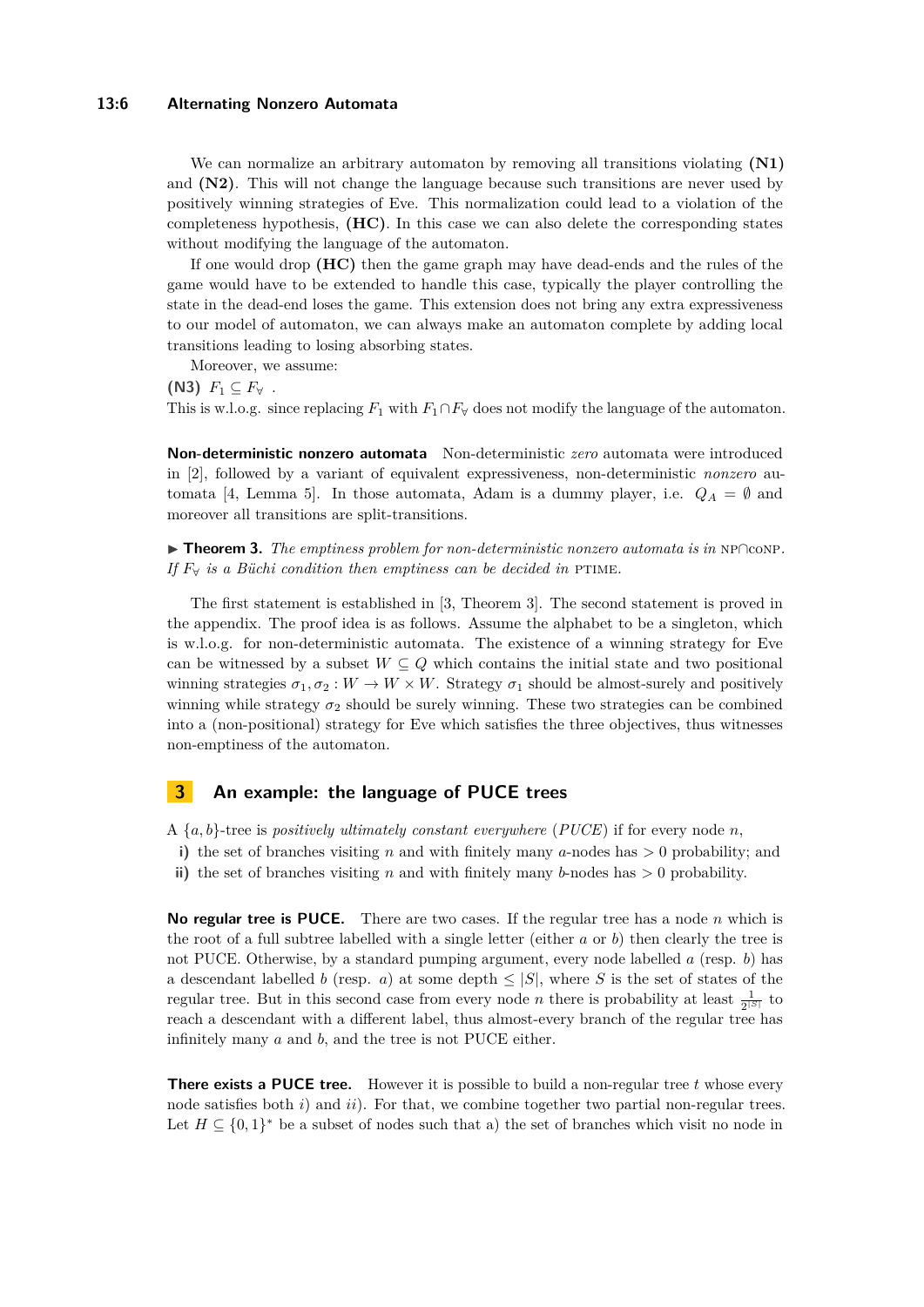We can normalize an arbitrary automaton by removing all transitions violating **(N1)** and **(N2)**. This will not change the language because such transitions are never used by positively winning strategies of Eve. This normalization could lead to a violation of the completeness hypothesis, **(HC)**. In this case we can also delete the corresponding states without modifying the language of the automaton.

If one would drop **(HC)** then the game graph may have dead-ends and the rules of the game would have to be extended to handle this case, typically the player controlling the state in the dead-end loses the game. This extension does not bring any extra expressiveness to our model of automaton, we can always make an automaton complete by adding local transitions leading to losing absorbing states.

Moreover, we assume:

**(N3)** $F_1 \subseteq F_\forall$ .

This is w.l.o.g. since replacing $F_1$ with $F_1 \cap F_\forall$ does not modify the language of the automaton.

**Non-deterministic nonzero automata** Non-deterministic *zero* automata were introduced in [2], followed by a variant of equivalent expressiveness, non-deterministic *nonzero* automata [4, Lemma 5]. In those automata, Adam is a dummy player, i.e. $Q_A = \emptyset$ and moreover all transitions are split-transitions.

▶ **Theorem 3.** *The emptiness problem for non-deterministic nonzero automata is in* NP∩coNP*. If $F_\forall$ is a Büchi condition then emptiness can be decided in* PTIME*.*

The first statement is established in [3, Theorem 3]. The second statement is proved in the appendix. The proof idea is as follows. Assume the alphabet to be a singleton, which is w.l.o.g. for non-deterministic automata. The existence of a winning strategy for Eve can be witnessed by a subset $W \subseteq Q$ which contains the initial state and two positional winning strategies $\sigma_1, \sigma_2 : W \to W \times W$. Strategy $\sigma_1$ should be almost-surely and positively winning while strategy $\sigma_2$ should be surely winning. These two strategies can be combined into a (non-positional) strategy for Eve which satisfies the three objectives, thus witnesses non-emptiness of the automaton.

## 3 An example: the language of PUCE trees

A $\{a, b\}$-tree is *positively ultimately constant everywhere* (*PUCE*) if for every node $n$,

- **i)** the set of branches visiting $n$ and with finitely many $a$-nodes has $> 0$ probability; and
- **ii)** the set of branches visiting $n$ and with finitely many $b$-nodes has $> 0$ probability.

**No regular tree is PUCE.** There are two cases. If the regular tree has a node $n$ which is the root of a full subtree labelled with a single letter (either $a$ or $b$) then clearly the tree is not PUCE. Otherwise, by a standard pumping argument, every node labelled $a$ (resp. $b$) has a descendant labelled $b$ (resp. $a$) at some depth $\leq |S|$, where $S$ is the set of states of the regular tree. But in this second case from every node $n$ there is probability at least $\frac{1}{2^{|S|}}$ to reach a descendant with a different label, thus almost-every branch of the regular tree has infinitely many $a$ and $b$, and the tree is not PUCE either.

**There exists a PUCE tree.** However it is possible to build a non-regular tree $t$ whose every node satisfies both $i)$ and $ii)$. For that, we combine together two partial non-regular trees. Let $H \subseteq \{0, 1\}^*$ be a subset of nodes such that a) the set of branches which visit no node in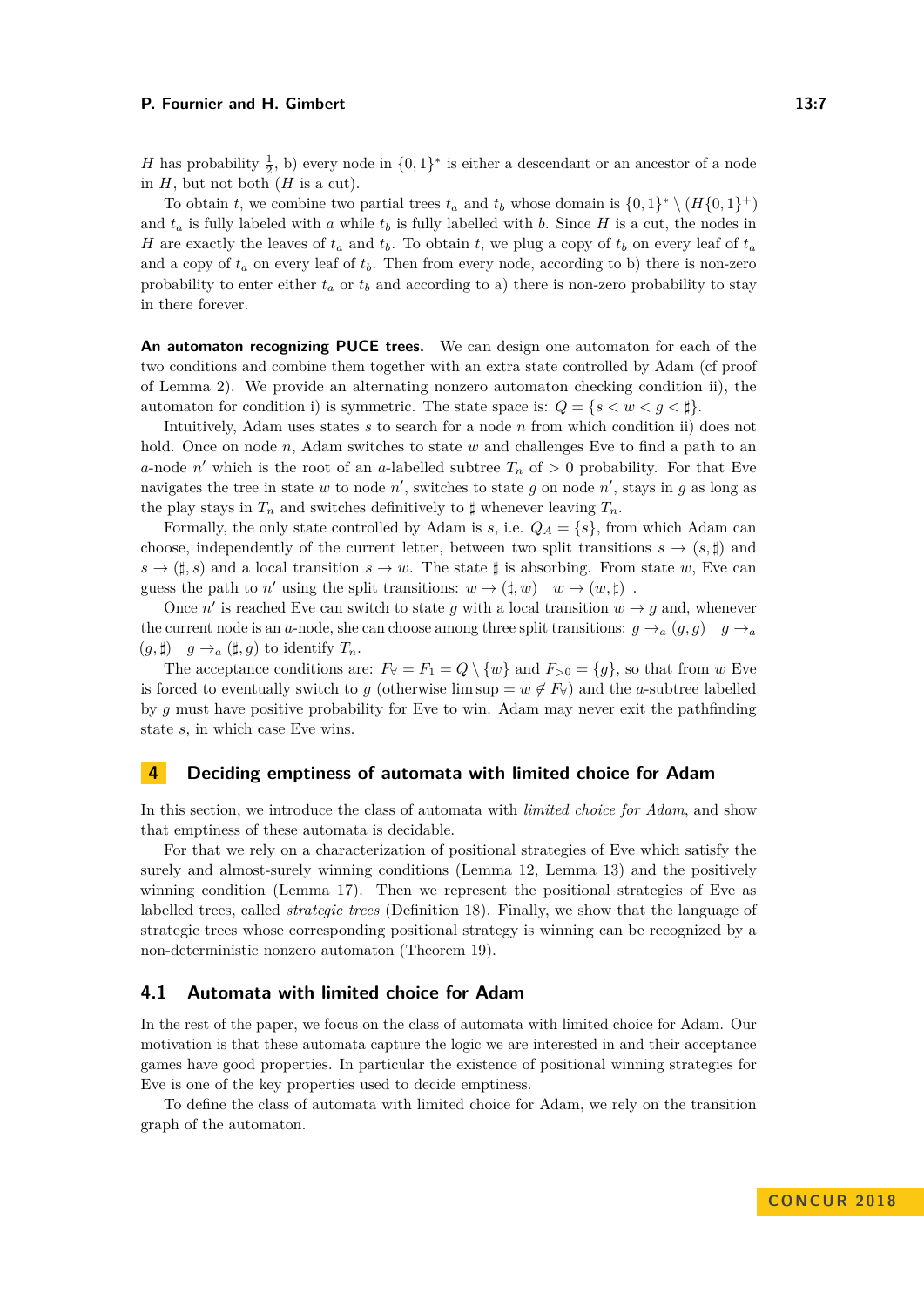$H$ has probability $\frac{1}{2}$, b) every node in $\{0,1\}^*$ is either a descendant or an ancestor of a node in $H$, but not both ($H$ is a cut).

To obtain $t$, we combine two partial trees $t_a$ and $t_b$ whose domain is $\{0,1\}^* \setminus (H\{0,1\}^+)$ and $t_a$ is fully labeled with $a$ while $t_b$ is fully labelled with $b$. Since $H$ is a cut, the nodes in $H$ are exactly the leaves of $t_a$ and $t_b$. To obtain $t$, we plug a copy of $t_b$ on every leaf of $t_a$ and a copy of $t_a$ on every leaf of $t_b$. Then from every node, according to b) there is non-zero probability to enter either $t_a$ or $t_b$ and according to a) there is non-zero probability to stay in there forever.

**An automaton recognizing PUCE trees.** We can design one automaton for each of the two conditions and combine them together with an extra state controlled by Adam (cf proof of Lemma 2). We provide an alternating nonzero automaton checking condition ii), the automaton for condition i) is symmetric. The state space is: $Q = \{s < w < g < \sharp\}$.

Intuitively, Adam uses states $s$ to search for a node $n$ from which condition ii) does not hold. Once on node $n$, Adam switches to state $w$ and challenges Eve to find a path to an $a$-node $n'$ which is the root of an $a$-labelled subtree $T_n$ of $> 0$ probability. For that Eve navigates the tree in state $w$ to node $n'$, switches to state $g$ on node $n'$, stays in $g$ as long as the play stays in $T_n$ and switches definitively to $\sharp$ whenever leaving $T_n$.

Formally, the only state controlled by Adam is $s$, i.e. $Q_A = \{s\}$, from which Adam can choose, independently of the current letter, between two split transitions $s \to (s, \sharp)$ and $s \to (\sharp, s)$ and a local transition $s \to w$. The state $\sharp$ is absorbing. From state $w$, Eve can guess the path to $n'$ using the split transitions: $w \to (\sharp, w) \quad w \to (w, \sharp)$ .

Once $n'$ is reached Eve can switch to state $g$ with a local transition $w \to g$ and, whenever the current node is an $a$-node, she can choose among three split transitions: $g \to_a (g, g) \quad g \to_a (g, \sharp) \quad g \to_a (\sharp, g)$ to identify $T_n$.

The acceptance conditions are: $F_\forall = F_1 = Q \setminus \{w\}$ and $F_{>0} = \{g\}$, so that from $w$ Eve is forced to eventually switch to $g$ (otherwise $\limsup = w \notin F_\forall$) and the $a$-subtree labelled by $g$ must have positive probability for Eve to win. Adam may never exit the pathfinding state $s$, in which case Eve wins.

# 4 Deciding emptiness of automata with limited choice for Adam

In this section, we introduce the class of automata with *limited choice for Adam*, and show that emptiness of these automata is decidable.

For that we rely on a characterization of positional strategies of Eve which satisfy the surely and almost-surely winning conditions (Lemma 12, Lemma 13) and the positively winning condition (Lemma 17). Then we represent the positional strategies of Eve as labelled trees, called *strategic trees* (Definition 18). Finally, we show that the language of strategic trees whose corresponding positional strategy is winning can be recognized by a non-deterministic nonzero automaton (Theorem 19).

## 4.1 Automata with limited choice for Adam

In the rest of the paper, we focus on the class of automata with limited choice for Adam. Our motivation is that these automata capture the logic we are interested in and their acceptance games have good properties. In particular the existence of positional winning strategies for Eve is one of the key properties used to decide emptiness.

To define the class of automata with limited choice for Adam, we rely on the transition graph of the automaton.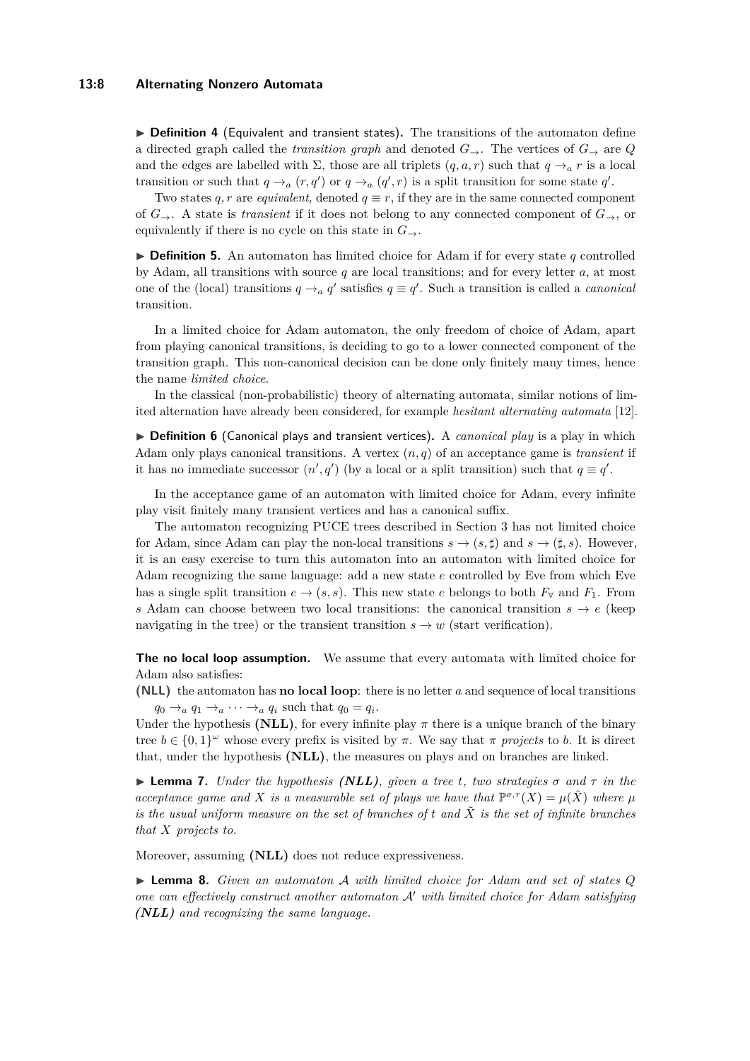▶ **Definition 4** (Equivalent and transient states)**.** The transitions of the automaton define a directed graph called the *transition graph* and denoted $G_{\rightarrow}$. The vertices of $G_{\rightarrow}$ are $Q$ and the edges are labelled with $\Sigma$, those are all triplets $(q, a, r)$ such that $q \rightarrow_a r$ is a local transition or such that $q \rightarrow_a (r, q')$ or $q \rightarrow_a (q', r)$ is a split transition for some state $q'$.

Two states $q, r$ are *equivalent*, denoted $q \equiv r$, if they are in the same connected component of $G_{\rightarrow}$. A state is *transient* if it does not belong to any connected component of $G_{\rightarrow}$, or equivalently if there is no cycle on this state in $G_{\rightarrow}$.

▶ **Definition 5.** An automaton has limited choice for Adam if for every state $q$ controlled by Adam, all transitions with source $q$ are local transitions; and for every letter $a$, at most one of the (local) transitions $q \rightarrow_a q'$ satisfies $q \equiv q'$. Such a transition is called a *canonical* transition.

In a limited choice for Adam automaton, the only freedom of choice of Adam, apart from playing canonical transitions, is deciding to go to a lower connected component of the transition graph. This non-canonical decision can be done only finitely many times, hence the name *limited choice*.

In the classical (non-probabilistic) theory of alternating automata, similar notions of limited alternation have already been considered, for example *hesitant alternating automata* [12].

▶ **Definition 6** (Canonical plays and transient vertices)**.** A *canonical play* is a play in which Adam only plays canonical transitions. A vertex $(n, q)$ of an acceptance game is *transient* if it has no immediate successor $(n', q')$ (by a local or a split transition) such that $q \equiv q'$.

In the acceptance game of an automaton with limited choice for Adam, every infinite play visit finitely many transient vertices and has a canonical suffix.

The automaton recognizing PUCE trees described in Section 3 has not limited choice for Adam, since Adam can play the non-local transitions $s \rightarrow (s, \sharp)$ and $s \rightarrow (\sharp, s)$. However, it is an easy exercise to turn this automaton into an automaton with limited choice for Adam recognizing the same language: add a new state $e$ controlled by Eve from which Eve has a single split transition $e \rightarrow (s, s)$. This new state $e$ belongs to both $F_{\forall}$ and $F_1$. From $s$ Adam can choose between two local transitions: the canonical transition $s \rightarrow e$ (keep navigating in the tree) or the transient transition $s \rightarrow w$ (start verification).

**The no local loop assumption.** We assume that every automata with limited choice for Adam also satisfies:

**(NLL)** the automaton has **no local loop**: there is no letter $a$ and sequence of local transitions $q_0 \rightarrow_a q_1 \rightarrow_a \cdots \rightarrow_a q_i$ such that $q_0 = q_i$.

Under the hypothesis **(NLL)**, for every infinite play $\pi$ there is a unique branch of the binary tree $b \in \{0, 1\}^\omega$ whose every prefix is visited by $\pi$. We say that $\pi$ *projects* to $b$. It is direct that, under the hypothesis **(NLL)**, the measures on plays and on branches are linked.

▶ **Lemma 7.** *Under the hypothesis **(NLL)**, given a tree $t$, two strategies $\sigma$ and $\tau$ in the acceptance game and $X$ is a measurable set of plays we have that $\mathbb{P}^{\sigma,\tau}(X) = \mu(\tilde{X})$ where $\mu$ is the usual uniform measure on the set of branches of $t$ and $\tilde{X}$ is the set of infinite branches that $X$ projects to.*

Moreover, assuming **(NLL)** does not reduce expressiveness.

▶ **Lemma 8.** *Given an automaton $\mathcal{A}$ with limited choice for Adam and set of states $Q$ one can effectively construct another automaton $\mathcal{A}'$ with limited choice for Adam satisfying **(NLL)** and recognizing the same language.*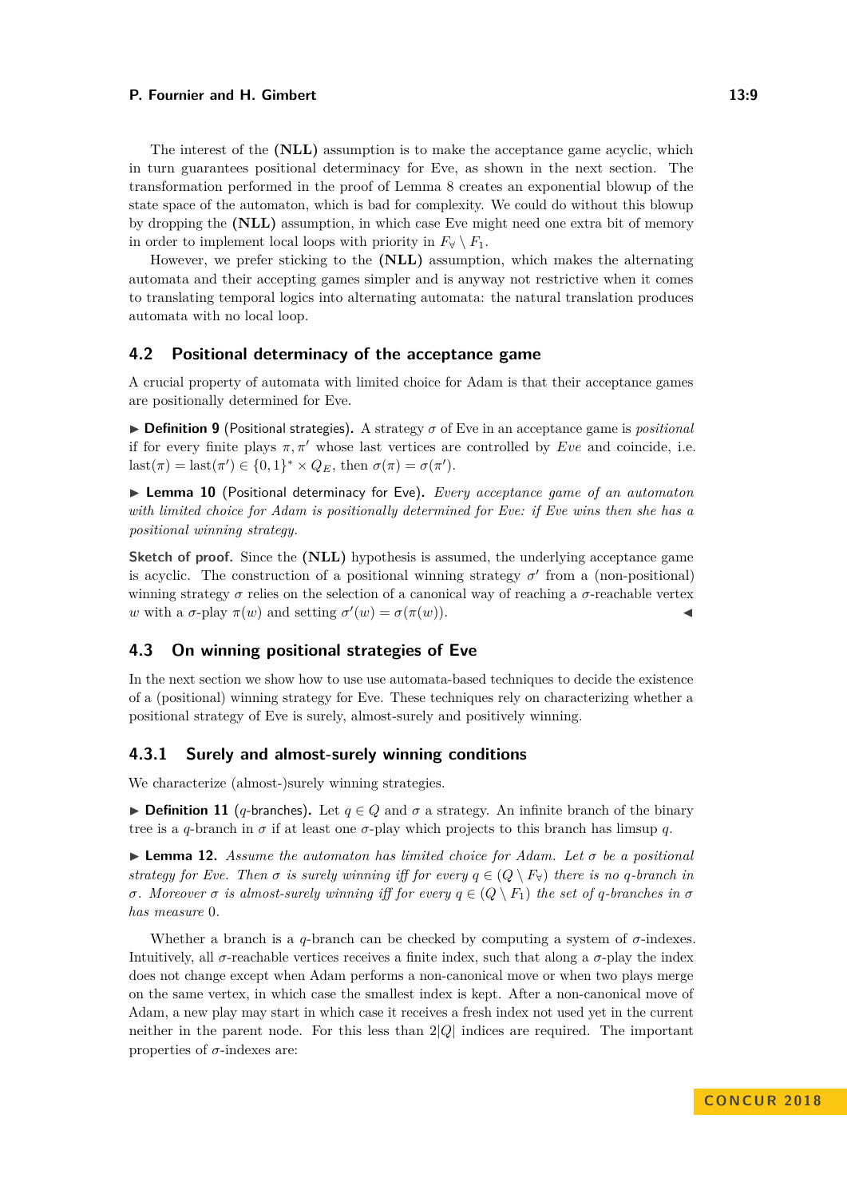The interest of the **(NLL)** assumption is to make the acceptance game acyclic, which in turn guarantees positional determinacy for Eve, as shown in the next section. The transformation performed in the proof of Lemma 8 creates an exponential blowup of the state space of the automaton, which is bad for complexity. We could do without this blowup by dropping the **(NLL)** assumption, in which case Eve might need one extra bit of memory in order to implement local loops with priority in $F_\forall \setminus F_1$.

However, we prefer sticking to the **(NLL)** assumption, which makes the alternating automata and their accepting games simpler and is anyway not restrictive when it comes to translating temporal logics into alternating automata: the natural translation produces automata with no local loop.

## 4.2 Positional determinacy of the acceptance game

A crucial property of automata with limited choice for Adam is that their acceptance games are positionally determined for Eve.

▶ **Definition 9** (Positional strategies). A strategy $\sigma$ of Eve in an acceptance game is *positional* if for every finite plays $\pi, \pi'$ whose last vertices are controlled by *Eve* and coincide, i.e. $\text{last}(\pi) = \text{last}(\pi') \in \{0,1\}^* \times Q_E$, then $\sigma(\pi) = \sigma(\pi')$.

▶ **Lemma 10** (Positional determinacy for Eve). *Every acceptance game of an automaton with limited choice for Adam is positionally determined for Eve: if Eve wins then she has a positional winning strategy.*

**Sketch of proof.** Since the **(NLL)** hypothesis is assumed, the underlying acceptance game is acyclic. The construction of a positional winning strategy $\sigma'$ from a (non-positional) winning strategy $\sigma$ relies on the selection of a canonical way of reaching a $\sigma$-reachable vertex $w$ with a $\sigma$-play $\pi(w)$ and setting $\sigma'(w) = \sigma(\pi(w))$. ◀

## 4.3 On winning positional strategies of Eve

In the next section we show how to use use automata-based techniques to decide the existence of a (positional) winning strategy for Eve. These techniques rely on characterizing whether a positional strategy of Eve is surely, almost-surely and positively winning.

### 4.3.1 Surely and almost-surely winning conditions

We characterize (almost-)surely winning strategies.

▶ **Definition 11** ($q$-branches). Let $q \in Q$ and $\sigma$ a strategy. An infinite branch of the binary tree is a $q$-branch in $\sigma$ if at least one $\sigma$-play which projects to this branch has limsup $q$.

▶ **Lemma 12.** *Assume the automaton has limited choice for Adam. Let $\sigma$ be a positional strategy for Eve. Then $\sigma$ is surely winning iff for every $q \in (Q \setminus F_\forall)$ there is no $q$-branch in $\sigma$. Moreover $\sigma$ is almost-surely winning iff for every $q \in (Q \setminus F_1)$ the set of $q$-branches in $\sigma$ has measure* 0.

Whether a branch is a $q$-branch can be checked by computing a system of $\sigma$-indexes. Intuitively, all $\sigma$-reachable vertices receives a finite index, such that along a $\sigma$-play the index does not change except when Adam performs a non-canonical move or when two plays merge on the same vertex, in which case the smallest index is kept. After a non-canonical move of Adam, a new play may start in which case it receives a fresh index not used yet in the current neither in the parent node. For this less than $2|Q|$ indices are required. The important properties of $\sigma$-indexes are: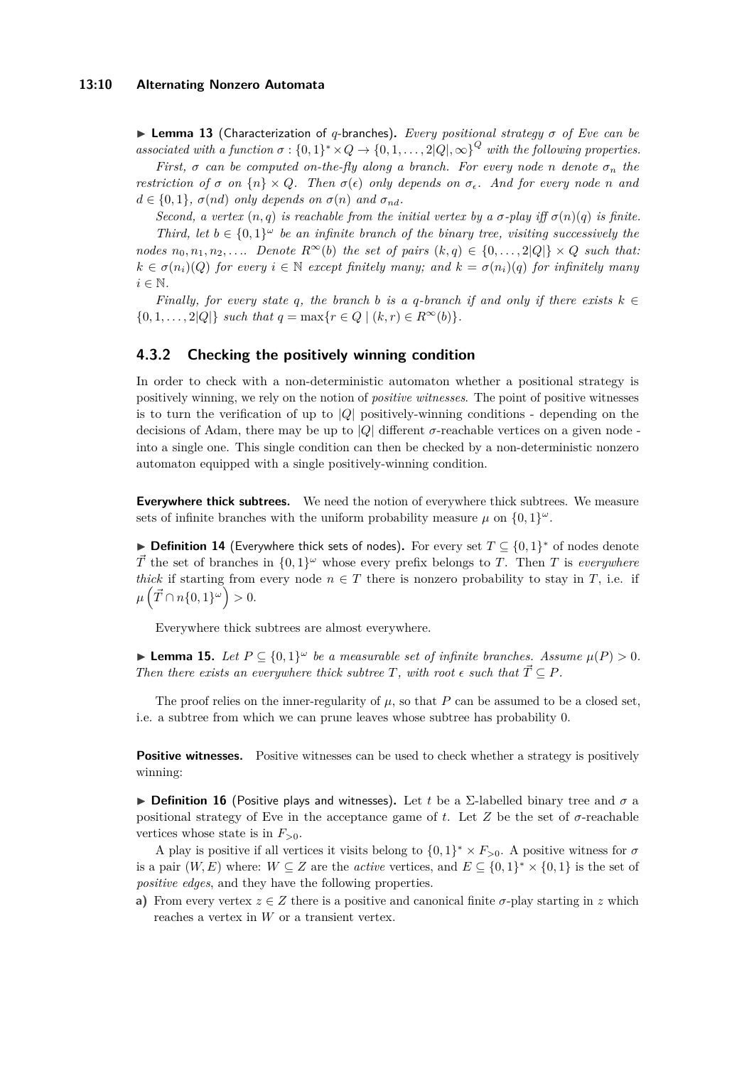▶ **Lemma 13** (Characterization of $q$-branches)**.** *Every positional strategy $\sigma$ of Eve can be associated with a function $\sigma : \{0,1\}^* \times Q \to \{0,1,\ldots,2|Q|,\infty\}^Q$ with the following properties.*

*First, $\sigma$ can be computed on-the-fly along a branch. For every node $n$ denote $\sigma_n$ the restriction of $\sigma$ on $\{n\} \times Q$. Then $\sigma(\epsilon)$ only depends on $\sigma_\epsilon$. And for every node $n$ and $d \in \{0,1\}$, $\sigma(nd)$ only depends on $\sigma(n)$ and $\sigma_{nd}$.*

*Second, a vertex $(n,q)$ is reachable from the initial vertex by a $\sigma$-play iff $\sigma(n)(q)$ is finite.*

*Third, let $b \in \{0,1\}^\omega$ be an infinite branch of the binary tree, visiting successively the nodes $n_0, n_1, n_2, \ldots$. Denote $R^\infty(b)$ the set of pairs $(k,q) \in \{0,\ldots,2|Q|\} \times Q$ such that: $k \in \sigma(n_i)(Q)$ for every $i \in \mathbb{N}$ except finitely many; and $k = \sigma(n_i)(q)$ for infinitely many $i \in \mathbb{N}$.*

*Finally, for every state $q$, the branch $b$ is a $q$-branch if and only if there exists $k \in \{0,1,\ldots,2|Q|\}$ such that $q = \max\{r \in Q \mid (k,r) \in R^\infty(b)\}$.*

### 4.3.2 Checking the positively winning condition

In order to check with a non-deterministic automaton whether a positional strategy is positively winning, we rely on the notion of *positive witnesses*. The point of positive witnesses is to turn the verification of up to $|Q|$ positively-winning conditions - depending on the decisions of Adam, there may be up to $|Q|$ different $\sigma$-reachable vertices on a given node - into a single one. This single condition can then be checked by a non-deterministic nonzero automaton equipped with a single positively-winning condition.

**Everywhere thick subtrees.** We need the notion of everywhere thick subtrees. We measure sets of infinite branches with the uniform probability measure $\mu$ on $\{0,1\}^\omega$.

▶ **Definition 14** (Everywhere thick sets of nodes)**.** For every set $T \subseteq \{0,1\}^*$ of nodes denote $\vec{T}$ the set of branches in $\{0,1\}^\omega$ whose every prefix belongs to $T$. Then $T$ is *everywhere thick* if starting from every node $n \in T$ there is nonzero probability to stay in $T$, i.e. if $\mu\left(\vec{T} \cap n\{0,1\}^\omega\right) > 0$.

Everywhere thick subtrees are almost everywhere.

▶ **Lemma 15.** *Let $P \subseteq \{0,1\}^\omega$ be a measurable set of infinite branches. Assume $\mu(P) > 0$. Then there exists an everywhere thick subtree $T$, with root $\epsilon$ such that $\vec{T} \subseteq P$.*

The proof relies on the inner-regularity of $\mu$, so that $P$ can be assumed to be a closed set, i.e. a subtree from which we can prune leaves whose subtree has probability 0.

**Positive witnesses.** Positive witnesses can be used to check whether a strategy is positively winning:

▶ **Definition 16** (Positive plays and witnesses)**.** Let $t$ be a $\Sigma$-labelled binary tree and $\sigma$ a positional strategy of Eve in the acceptance game of $t$. Let $Z$ be the set of $\sigma$-reachable vertices whose state is in $F_{>0}$.

A play is positive if all vertices it visits belong to $\{0,1\}^* \times F_{>0}$. A positive witness for $\sigma$ is a pair $(W,E)$ where: $W \subseteq Z$ are the *active* vertices, and $E \subseteq \{0,1\}^* \times \{0,1\}$ is the set of *positive edges*, and they have the following properties.

**a)** From every vertex $z \in Z$ there is a positive and canonical finite $\sigma$-play starting in $z$ which reaches a vertex in $W$ or a transient vertex.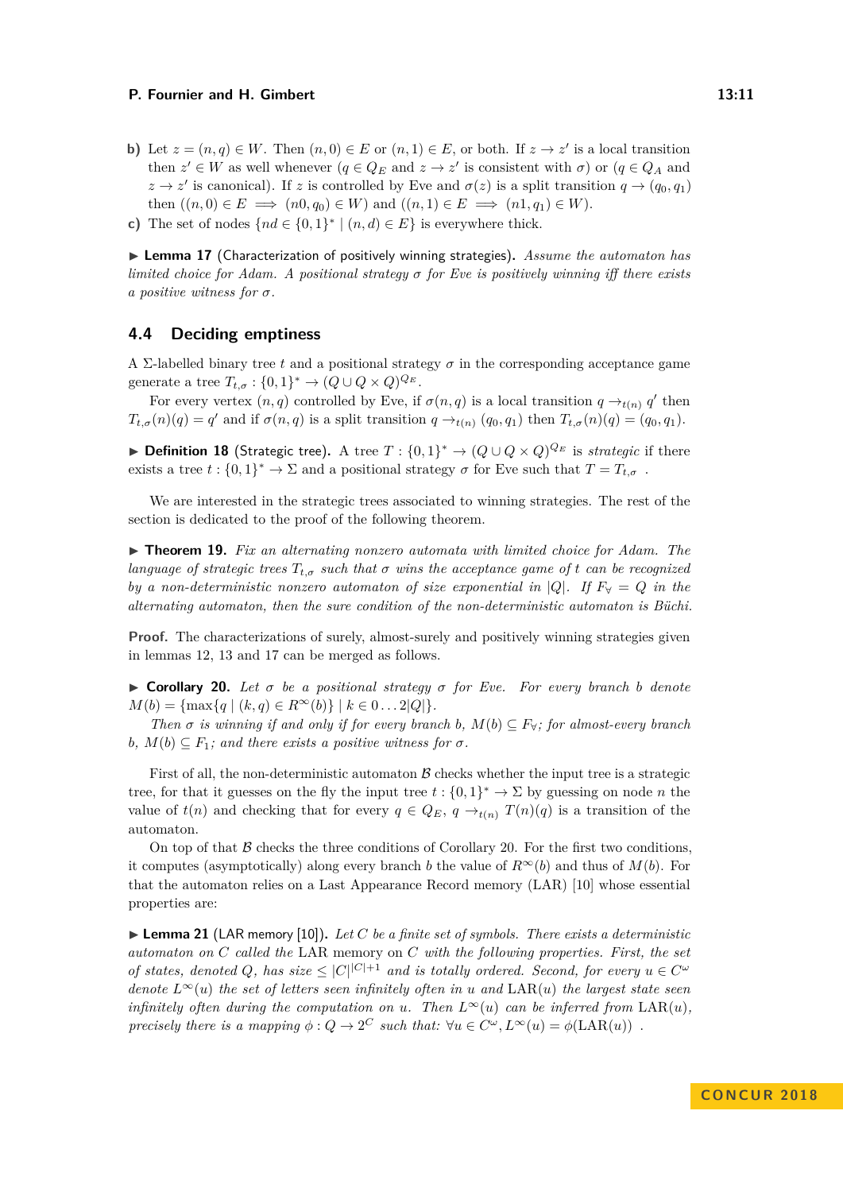**b)** Let $z = (n, q) \in W$. Then $(n, 0) \in E$ or $(n, 1) \in E$, or both. If $z \to z'$ is a local transition then $z' \in W$ as well whenever ($q \in Q_E$ and $z \to z'$ is consistent with $\sigma$) or ($q \in Q_A$ and $z \to z'$ is canonical). If $z$ is controlled by Eve and $\sigma(z)$ is a split transition $q \to (q_0, q_1)$ then $((n, 0) \in E \implies (n0, q_0) \in W)$ and $((n, 1) \in E \implies (n1, q_1) \in W)$.

**c)** The set of nodes $\{nd \in \{0, 1\}^* \mid (n, d) \in E\}$ is everywhere thick.

▶ **Lemma 17** (Characterization of positively winning strategies)**.** *Assume the automaton has limited choice for Adam. A positional strategy $\sigma$ for Eve is positively winning iff there exists a positive witness for $\sigma$.*

## 4.4 Deciding emptiness

A $\Sigma$-labelled binary tree $t$ and a positional strategy $\sigma$ in the corresponding acceptance game generate a tree $T_{t,\sigma} : \{0, 1\}^* \to (Q \cup Q \times Q)^{Q_E}$.

For every vertex $(n, q)$ controlled by Eve, if $\sigma(n, q)$ is a local transition $q \to_{t(n)} q'$ then $T_{t,\sigma}(n)(q) = q'$ and if $\sigma(n, q)$ is a split transition $q \to_{t(n)} (q_0, q_1)$ then $T_{t,\sigma}(n)(q) = (q_0, q_1)$.

▶ **Definition 18** (Strategic tree)**.** A tree $T : \{0, 1\}^* \to (Q \cup Q \times Q)^{Q_E}$ is *strategic* if there exists a tree $t : \{0, 1\}^* \to \Sigma$ and a positional strategy $\sigma$ for Eve such that $T = T_{t,\sigma}$ .

We are interested in the strategic trees associated to winning strategies. The rest of the section is dedicated to the proof of the following theorem.

▶ **Theorem 19.** *Fix an alternating nonzero automata with limited choice for Adam. The language of strategic trees $T_{t,\sigma}$ such that $\sigma$ wins the acceptance game of $t$ can be recognized by a non-deterministic nonzero automaton of size exponential in $|Q|$. If $F_\forall = Q$ in the alternating automaton, then the sure condition of the non-deterministic automaton is Büchi.*

**Proof.** The characterizations of surely, almost-surely and positively winning strategies given in lemmas 12, 13 and 17 can be merged as follows.

▶ **Corollary 20.** *Let $\sigma$ be a positional strategy $\sigma$ for Eve. For every branch $b$ denote $M(b) = \{\max\{q \mid (k, q) \in R^\infty(b)\} \mid k \in 0 \ldots 2|Q|\}$.*

*Then $\sigma$ is winning if and only if for every branch $b$, $M(b) \subseteq F_\forall$; for almost-every branch $b$, $M(b) \subseteq F_1$; and there exists a positive witness for $\sigma$.*

First of all, the non-deterministic automaton $\mathcal{B}$ checks whether the input tree is a strategic tree, for that it guesses on the fly the input tree $t : \{0, 1\}^* \to \Sigma$ by guessing on node $n$ the value of $t(n)$ and checking that for every $q \in Q_E$, $q \to_{t(n)} T(n)(q)$ is a transition of the automaton.

On top of that $\mathcal{B}$ checks the three conditions of Corollary 20. For the first two conditions, it computes (asymptotically) along every branch $b$ the value of $R^\infty(b)$ and thus of $M(b)$. For that the automaton relies on a Last Appearance Record memory (LAR) [10] whose essential properties are:

▶ **Lemma 21** (LAR memory [10])**.** *Let $C$ be a finite set of symbols. There exists a deterministic automaton on $C$ called the* LAR *memory on $C$ with the following properties. First, the set of states, denoted $Q$, has size $\leq |C|^{|C|+1}$ and is totally ordered. Second, for every $u \in C^\omega$ denote $L^\infty(u)$ the set of letters seen infinitely often in $u$ and $\mathrm{LAR}(u)$ the largest state seen infinitely often during the computation on $u$. Then $L^\infty(u)$ can be inferred from $\mathrm{LAR}(u)$, precisely there is a mapping $\phi : Q \to 2^C$ such that: $\forall u \in C^\omega, L^\infty(u) = \phi(\mathrm{LAR}(u))$ .*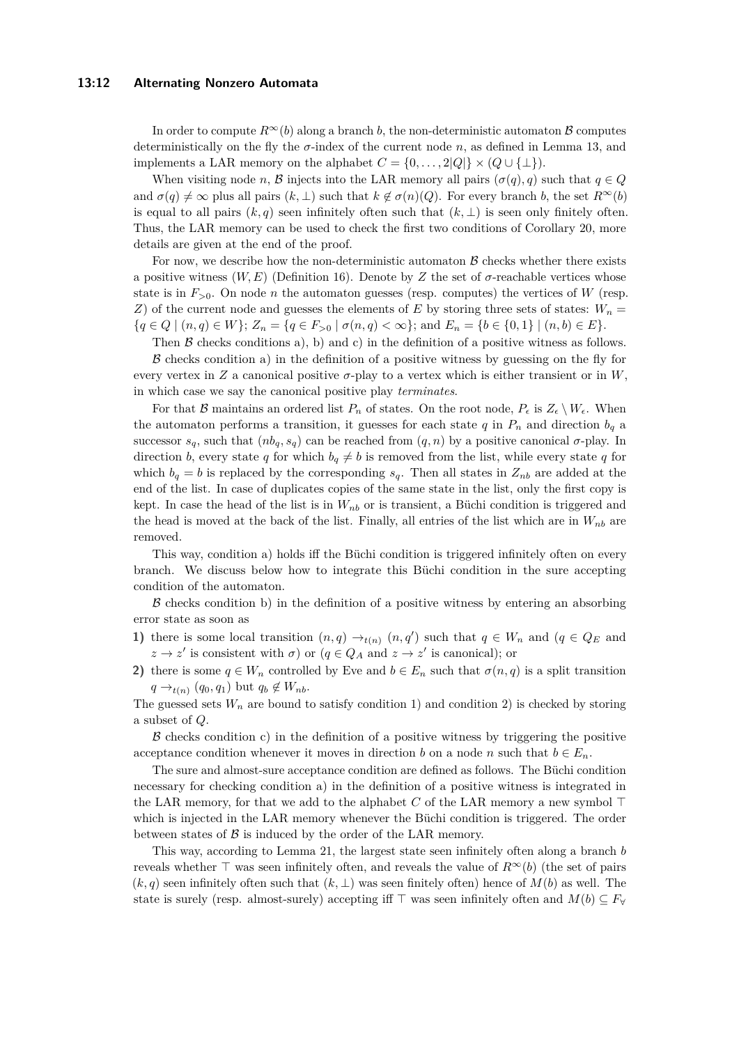In order to compute $R^\infty(b)$ along a branch $b$, the non-deterministic automaton $\mathcal{B}$ computes deterministically on the fly the $\sigma$-index of the current node $n$, as defined in Lemma 13, and implements a LAR memory on the alphabet $C = \{0, \ldots, 2|Q|\} \times (Q \cup \{\bot\})$.

When visiting node $n$, $\mathcal{B}$ injects into the LAR memory all pairs $(\sigma(q), q)$ such that $q \in Q$ and $\sigma(q) \neq \infty$ plus all pairs $(k, \bot)$ such that $k \notin \sigma(n)(Q)$. For every branch $b$, the set $R^\infty(b)$ is equal to all pairs $(k, q)$ seen infinitely often such that $(k, \bot)$ is seen only finitely often. Thus, the LAR memory can be used to check the first two conditions of Corollary 20, more details are given at the end of the proof.

For now, we describe how the non-deterministic automaton $\mathcal{B}$ checks whether there exists a positive witness $(W, E)$ (Definition 16). Denote by $Z$ the set of $\sigma$-reachable vertices whose state is in $F_{>0}$. On node $n$ the automaton guesses (resp. computes) the vertices of $W$ (resp. $Z$) of the current node and guesses the elements of $E$ by storing three sets of states: $W_n = \{q \in Q \mid (n, q) \in W\}$; $Z_n = \{q \in F_{>0} \mid \sigma(n, q) < \infty\}$; and $E_n = \{b \in \{0, 1\} \mid (n, b) \in E\}$.

Then $\mathcal{B}$ checks conditions a), b) and c) in the definition of a positive witness as follows.

$\mathcal{B}$ checks condition a) in the definition of a positive witness by guessing on the fly for every vertex in $Z$ a canonical positive $\sigma$-play to a vertex which is either transient or in $W$, in which case we say the canonical positive play *terminates*.

For that $\mathcal{B}$ maintains an ordered list $P_n$ of states. On the root node, $P_\epsilon$ is $Z_\epsilon \setminus W_\epsilon$. When the automaton performs a transition, it guesses for each state $q$ in $P_n$ and direction $b_q$ a successor $s_q$, such that $(nb_q, s_q)$ can be reached from $(q, n)$ by a positive canonical $\sigma$-play. In direction $b$, every state $q$ for which $b_q \neq b$ is removed from the list, while every state $q$ for which $b_q = b$ is replaced by the corresponding $s_q$. Then all states in $Z_{nb}$ are added at the end of the list. In case of duplicates copies of the same state in the list, only the first copy is kept. In case the head of the list is in $W_{nb}$ or is transient, a Büchi condition is triggered and the head is moved at the back of the list. Finally, all entries of the list which are in $W_{nb}$ are removed.

This way, condition a) holds iff the Büchi condition is triggered infinitely often on every branch. We discuss below how to integrate this Büchi condition in the sure accepting condition of the automaton.

$\mathcal{B}$ checks condition b) in the definition of a positive witness by entering an absorbing error state as soon as

1) there is some local transition $(n, q) \rightarrow_{t(n)} (n, q')$ such that $q \in W_n$ and ($q \in Q_E$ and $z \rightarrow z'$ is consistent with $\sigma$) or ($q \in Q_A$ and $z \rightarrow z'$ is canonical); or
2) there is some $q \in W_n$ controlled by Eve and $b \in E_n$ such that $\sigma(n, q)$ is a split transition $q \rightarrow_{t(n)} (q_0, q_1)$ but $q_b \notin W_{nb}$.

The guessed sets $W_n$ are bound to satisfy condition 1) and condition 2) is checked by storing a subset of $Q$.

$\mathcal{B}$ checks condition c) in the definition of a positive witness by triggering the positive acceptance condition whenever it moves in direction $b$ on a node $n$ such that $b \in E_n$.

The sure and almost-sure acceptance condition are defined as follows. The Büchi condition necessary for checking condition a) in the definition of a positive witness is integrated in the LAR memory, for that we add to the alphabet $C$ of the LAR memory a new symbol $\top$ which is injected in the LAR memory whenever the Büchi condition is triggered. The order between states of $\mathcal{B}$ is induced by the order of the LAR memory.

This way, according to Lemma 21, the largest state seen infinitely often along a branch $b$ reveals whether $\top$ was seen infinitely often, and reveals the value of $R^\infty(b)$ (the set of pairs $(k, q)$ seen infinitely often such that $(k, \bot)$ was seen finitely often) hence of $M(b)$ as well. The state is surely (resp. almost-surely) accepting iff $\top$ was seen infinitely often and $M(b) \subseteq F_\forall$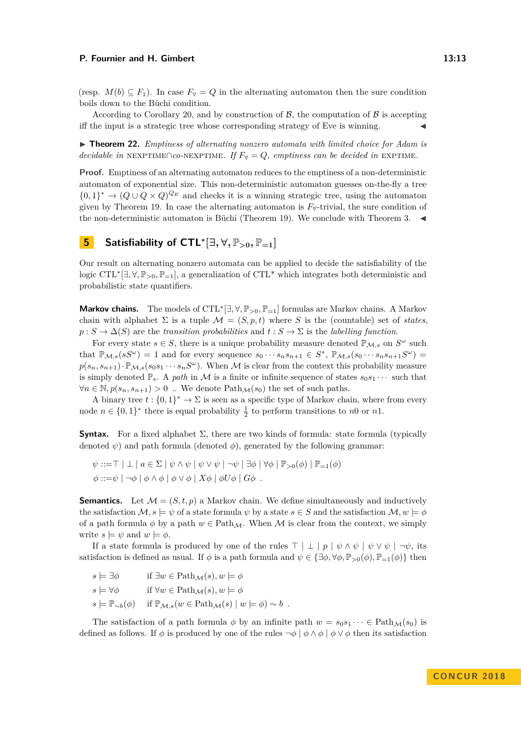(resp. $M(b) \subseteq F_1$). In case $F_\forall = Q$ in the alternating automaton then the sure condition boils down to the Büchi condition.

According to Corollary 20, and by construction of $\mathcal{B}$, the computation of $\mathcal{B}$ is accepting iff the input is a strategic tree whose corresponding strategy of Eve is winning. ◀

▶ **Theorem 22.** *Emptiness of alternating nonzero automata with limited choice for Adam is decidable in* NEXPTIME∩co-NEXPTIME*. If $F_\forall = Q$, emptiness can be decided in* EXPTIME*.*

**Proof.** Emptiness of an alternating automaton reduces to the emptiness of a non-deterministic automaton of exponential size. This non-deterministic automaton guesses on-the-fly a tree $\{0,1\}^* \to (Q \cup Q \times Q)^{Q_E}$ and checks it is a winning strategic tree, using the automaton given by Theorem 19. In case the alternating automaton is $F_\forall$-trivial, the sure condition of the non-deterministic automaton is Büchi (Theorem 19). We conclude with Theorem 3. ◀

## 5 Satisfiability of CTL*$[\exists, \forall, \mathbb{P}_{>0}, \mathbb{P}_{=1}]$

Our result on alternating nonzero automata can be applied to decide the satisfiability of the logic CTL*$[\exists, \forall, \mathbb{P}_{>0}, \mathbb{P}_{=1}]$, a generalization of CTL* which integrates both deterministic and probabilistic state quantifiers.

**Markov chains.** The models of CTL*$[\exists, \forall, \mathbb{P}_{>0}, \mathbb{P}_{=1}]$ formulas are Markov chains. A Markov chain with alphabet $\Sigma$ is a tuple $\mathcal{M} = (S, p, t)$ where $S$ is the (countable) set of *states*, $p : S \to \Delta(S)$ are the *transition probabilities* and $t : S \to \Sigma$ is the *labelling function*.

For every state $s \in S$, there is a unique probability measure denoted $\mathbb{P}_{\mathcal{M},s}$ on $S^\omega$ such that $\mathbb{P}_{\mathcal{M},s}(sS^\omega) = 1$ and for every sequence $s_0 \cdots s_n s_{n+1} \in S^*$, $\mathbb{P}_{\mathcal{M},s}(s_0 \cdots s_n s_{n+1} S^\omega) = p(s_n, s_{n+1}) \cdot \mathbb{P}_{\mathcal{M},s}(s_0 s_1 \cdots s_n S^\omega)$. When $\mathcal{M}$ is clear from the context this probability measure is simply denoted $\mathbb{P}_s$. A *path* in $\mathcal{M}$ is a finite or infinite sequence of states $s_0 s_1 \cdots$ such that $\forall n \in \mathbb{N}, p(s_n, s_{n+1}) > 0$ .. We denote $\mathrm{Path}_\mathcal{M}(s_0)$ the set of such paths.

A binary tree $t : \{0,1\}^* \to \Sigma$ is seen as a specific type of Markov chain, where from every node $n \in \{0,1\}^*$ there is equal probability $\frac{1}{2}$ to perform transitions to $n0$ or $n1$.

**Syntax.** For a fixed alphabet $\Sigma$, there are two kinds of formula: state formula (typically denoted $\psi$) and path formula (denoted $\phi$), generated by the following grammar:

$$\psi ::= \top \mid \bot \mid a \in \Sigma \mid \psi \wedge \psi \mid \psi \vee \psi \mid \neg\psi \mid \exists\phi \mid \forall\phi \mid \mathbb{P}_{>0}(\phi) \mid \mathbb{P}_{=1}(\phi)$$
$$\phi ::= \psi \mid \neg\phi \mid \phi \wedge \phi \mid \phi \vee \phi \mid X\phi \mid \phi U \phi \mid G\phi \ .$$

**Semantics.** Let $\mathcal{M} = (S, t, p)$ a Markov chain. We define simultaneously and inductively the satisfaction $\mathcal{M}, s \models \psi$ of a state formula $\psi$ by a state $s \in S$ and the satisfaction $\mathcal{M}, w \models \phi$ of a path formula $\phi$ by a path $w \in \mathrm{Path}_\mathcal{M}$. When $\mathcal{M}$ is clear from the context, we simply write $s \models \psi$ and $w \models \phi$.

If a state formula is produced by one of the rules $\top \mid \bot \mid p \mid \psi \wedge \psi \mid \psi \vee \psi \mid \neg\psi$, its satisfaction is defined as usual. If $\phi$ is a path formula and $\psi \in \{\exists\phi, \forall\phi, \mathbb{P}_{>0}(\phi), \mathbb{P}_{=1}(\phi)\}$ then

$$\begin{aligned}
s &\models \exists\phi && \text{if } \exists w \in \mathrm{Path}_\mathcal{M}(s), w \models \phi \\
s &\models \forall\phi && \text{if } \forall w \in \mathrm{Path}_\mathcal{M}(s), w \models \phi \\
s &\models \mathbb{P}_{\sim b}(\phi) && \text{if } \mathbb{P}_{\mathcal{M},s}(w \in \mathrm{Path}_\mathcal{M}(s) \mid w \models \phi) \sim b \ .
\end{aligned}$$

The satisfaction of a path formula $\phi$ by an infinite path $w = s_0 s_1 \cdots \in \mathrm{Path}_\mathcal{M}(s_0)$ is defined as follows. If $\phi$ is produced by one of the rules $\neg\phi \mid \phi \wedge \phi \mid \phi \vee \phi$ then its satisfaction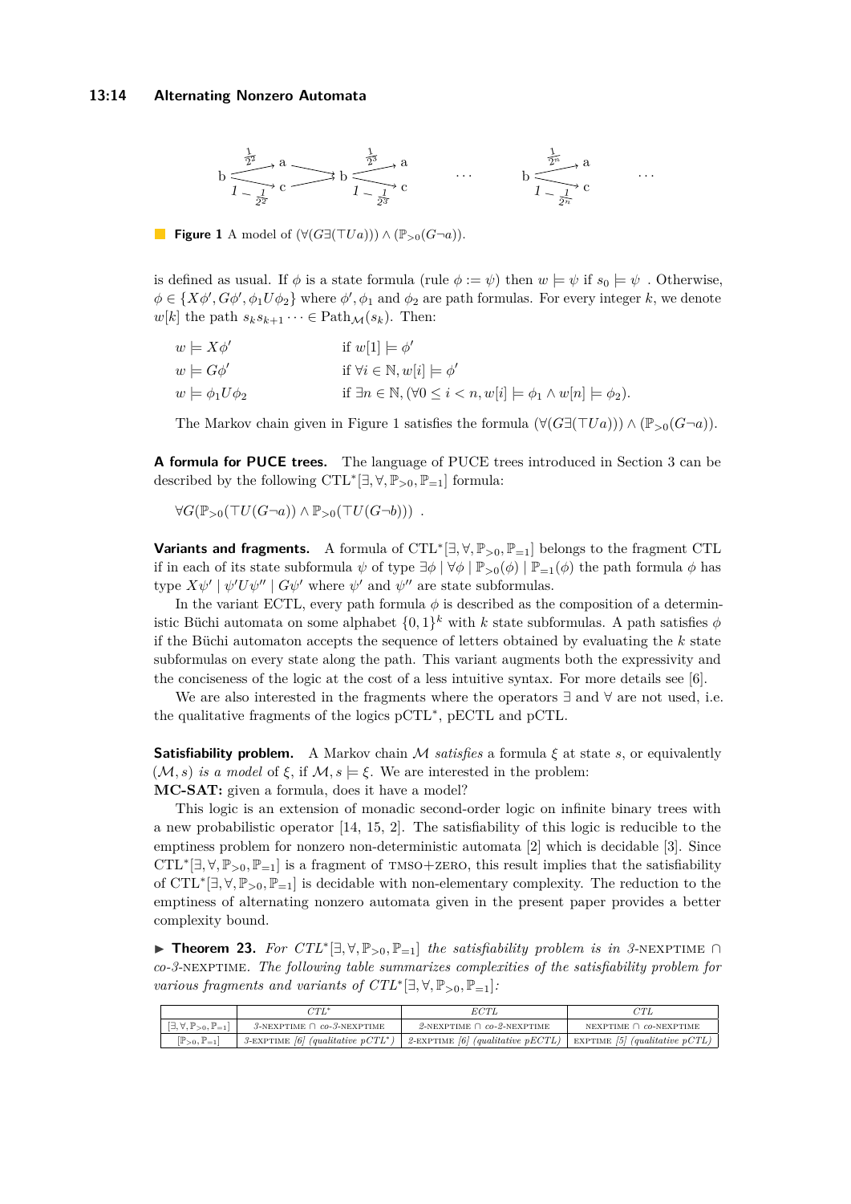**Figure 1** A model of $(\forall(G\exists(\top U a))) \wedge (\mathbb{P}_{>0}(G\neg a))$.

is defined as usual. If $\phi$ is a state formula (rule $\phi := \psi$) then $w \models \psi$ if $s_0 \models \psi$ . Otherwise, $\phi \in \{X\phi', G\phi', \phi_1 U \phi_2\}$ where $\phi', \phi_1$ and $\phi_2$ are path formulas. For every integer $k$, we denote $w[k]$ the path $s_k s_{k+1} \cdots \in \text{Path}_{\mathcal{M}}(s_k)$. Then:

$$
\begin{aligned}
&w \models X\phi' && \text{if } w[1] \models \phi' \\
&w \models G\phi' && \text{if } \forall i \in \mathbb{N}, w[i] \models \phi' \\
&w \models \phi_1 U \phi_2 && \text{if } \exists n \in \mathbb{N}, (\forall 0 \leq i < n, w[i] \models \phi_1 \wedge w[n] \models \phi_2).
\end{aligned}
$$

The Markov chain given in Figure 1 satisfies the formula $(\forall(G\exists(\top U a))) \wedge (\mathbb{P}_{>0}(G\neg a))$.

**A formula for PUCE trees.** The language of PUCE trees introduced in Section 3 can be described by the following CTL$^*[\exists, \forall, \mathbb{P}_{>0}, \mathbb{P}_{=1}]$ formula:

$$\forall G(\mathbb{P}_{>0}(\top U(G\neg a)) \wedge \mathbb{P}_{>0}(\top U(G\neg b))) \ .$$

**Variants and fragments.** A formula of CTL$^*[\exists, \forall, \mathbb{P}_{>0}, \mathbb{P}_{=1}]$ belongs to the fragment CTL if in each of its state subformula $\psi$ of type $\exists\phi \mid \forall\phi \mid \mathbb{P}_{>0}(\phi) \mid \mathbb{P}_{=1}(\phi)$ the path formula $\phi$ has type $X\psi' \mid \psi' U \psi'' \mid G\psi'$ where $\psi'$ and $\psi''$ are state subformulas.

In the variant ECTL, every path formula $\phi$ is described as the composition of a deterministic Büchi automata on some alphabet $\{0,1\}^k$ with $k$ state subformulas. A path satisfies $\phi$ if the Büchi automaton accepts the sequence of letters obtained by evaluating the $k$ state subformulas on every state along the path. This variant augments both the expressivity and the conciseness of the logic at the cost of a less intuitive syntax. For more details see [6].

We are also interested in the fragments where the operators $\exists$ and $\forall$ are not used, i.e. the qualitative fragments of the logics pCTL$^*$, pECTL and pCTL.

**Satisfiability problem.** A Markov chain $\mathcal{M}$ *satisfies* a formula $\xi$ at state $s$, or equivalently $(\mathcal{M}, s)$ *is a model* of $\xi$, if $\mathcal{M}, s \models \xi$. We are interested in the problem:
**MC-SAT:** given a formula, does it have a model?

This logic is an extension of monadic second-order logic on infinite binary trees with a new probabilistic operator [14, 15, 2]. The satisfiability of this logic is reducible to the emptiness problem for nonzero non-deterministic automata [2] which is decidable [3]. Since CTL$^*[\exists, \forall, \mathbb{P}_{>0}, \mathbb{P}_{=1}]$ is a fragment of TMSO+ZERO, this result implies that the satisfiability of CTL$^*[\exists, \forall, \mathbb{P}_{>0}, \mathbb{P}_{=1}]$ is decidable with non-elementary complexity. The reduction to the emptiness of alternating nonzero automata given in the present paper provides a better complexity bound.

▶ **Theorem 23.** *For CTL$^*[\exists, \forall, \mathbb{P}_{>0}, \mathbb{P}_{=1}]$ the satisfiability problem is in 3-NEXPTIME ∩ co-3-NEXPTIME. The following table summarizes complexities of the satisfiability problem for various fragments and variants of CTL$^*[\exists, \forall, \mathbb{P}_{>0}, \mathbb{P}_{=1}]$:*

| | *CTL$^*$* | *ECTL* | *CTL* |
|---|---|---|---|
| $[\exists, \forall, \mathbb{P}_{>0}, \mathbb{P}_{=1}]$ | 3-NEXPTIME ∩ co-3-NEXPTIME | 2-NEXPTIME ∩ co-2-NEXPTIME | NEXPTIME ∩ co-NEXPTIME |
| $[\mathbb{P}_{>0}, \mathbb{P}_{=1}]$ | 3-EXPTIME [6] (qualitative pCTL$^*$) | 2-EXPTIME [6] (qualitative pECTL) | EXPTIME [5] (qualitative pCTL) |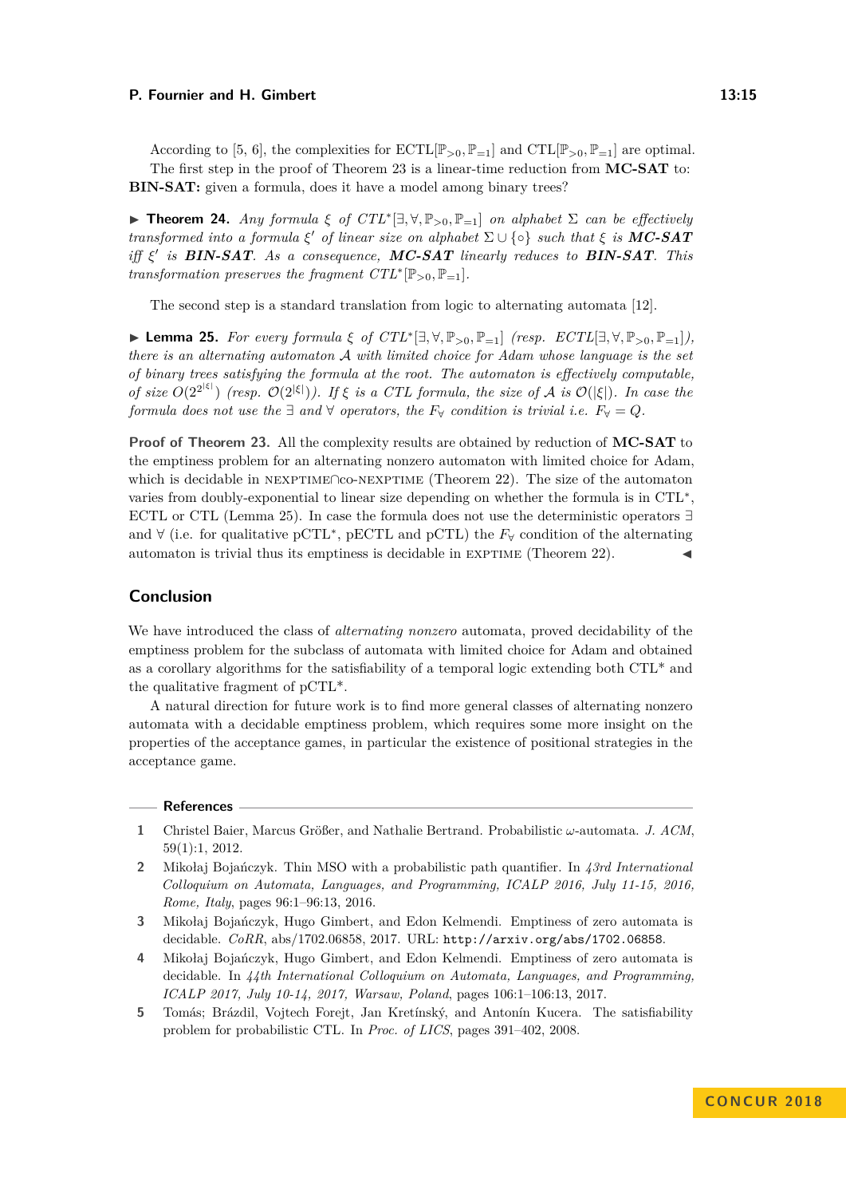According to [5, 6], the complexities for ECTL[$\mathbb{P}_{>0}, \mathbb{P}_{=1}$] and CTL[$\mathbb{P}_{>0}, \mathbb{P}_{=1}$] are optimal.

The first step in the proof of Theorem 23 is a linear-time reduction from **MC-SAT** to: **BIN-SAT:** given a formula, does it have a model among binary trees?

▶ **Theorem 24.** *Any formula $\xi$ of CTL*$^*$*[$\exists, \forall, \mathbb{P}_{>0}, \mathbb{P}_{=1}$] on alphabet $\Sigma$ can be effectively transformed into a formula $\xi'$ of linear size on alphabet $\Sigma \cup \{\circ\}$ such that $\xi$ is **MC-SAT** iff $\xi'$ is **BIN-SAT**. As a consequence, **MC-SAT** linearly reduces to **BIN-SAT**. This transformation preserves the fragment CTL*$^*$*[$\mathbb{P}_{>0}, \mathbb{P}_{=1}$].*

The second step is a standard translation from logic to alternating automata [12].

▶ **Lemma 25.** *For every formula $\xi$ of CTL*$^*$*[$\exists, \forall, \mathbb{P}_{>0}, \mathbb{P}_{=1}$] (resp. ECTL[$\exists, \forall, \mathbb{P}_{>0}, \mathbb{P}_{=1}$]), there is an alternating automaton $\mathcal{A}$ with limited choice for Adam whose language is the set of binary trees satisfying the formula at the root. The automaton is effectively computable, of size $O(2^{2^{|\xi|}})$ (resp. $\mathcal{O}(2^{|\xi|})$). If $\xi$ is a CTL formula, the size of $\mathcal{A}$ is $\mathcal{O}(|\xi|)$. In case the formula does not use the $\exists$ and $\forall$ operators, the $F_\forall$ condition is trivial i.e. $F_\forall = Q$.*

**Proof of Theorem 23.** All the complexity results are obtained by reduction of **MC-SAT** to the emptiness problem for an alternating nonzero automaton with limited choice for Adam, which is decidable in NEXPTIME∩co-NEXPTIME (Theorem 22). The size of the automaton varies from doubly-exponential to linear size depending on whether the formula is in CTL$^*$, ECTL or CTL (Lemma 25). In case the formula does not use the deterministic operators $\exists$ and $\forall$ (i.e. for qualitative pCTL$^*$, pECTL and pCTL) the $F_\forall$ condition of the alternating automaton is trivial thus its emptiness is decidable in EXPTIME (Theorem 22). ◀

## Conclusion

We have introduced the class of *alternating nonzero* automata, proved decidability of the emptiness problem for the subclass of automata with limited choice for Adam and obtained as a corollary algorithms for the satisfiability of a temporal logic extending both CTL* and the qualitative fragment of pCTL*.

A natural direction for future work is to find more general classes of alternating nonzero automata with a decidable emptiness problem, which requires some more insight on the properties of the acceptance games, in particular the existence of positional strategies in the acceptance game.

## References

1. Christel Baier, Marcus Größer, and Nathalie Bertrand. Probabilistic $\omega$-automata. *J. ACM*, 59(1):1, 2012.
2. Mikołaj Bojańczyk. Thin MSO with a probabilistic path quantifier. In *43rd International Colloquium on Automata, Languages, and Programming, ICALP 2016, July 11-15, 2016, Rome, Italy*, pages 96:1–96:13, 2016.
3. Mikołaj Bojańczyk, Hugo Gimbert, and Edon Kelmendi. Emptiness of zero automata is decidable. *CoRR*, abs/1702.06858, 2017. URL: http://arxiv.org/abs/1702.06858.
4. Mikołaj Bojańczyk, Hugo Gimbert, and Edon Kelmendi. Emptiness of zero automata is decidable. In *44th International Colloquium on Automata, Languages, and Programming, ICALP 2017, July 10-14, 2017, Warsaw, Poland*, pages 106:1–106:13, 2017.
5. Tomás; Brázdil, Vojtech Forejt, Jan Kretínský, and Antonín Kucera. The satisfiability problem for probabilistic CTL. In *Proc. of LICS*, pages 391–402, 2008.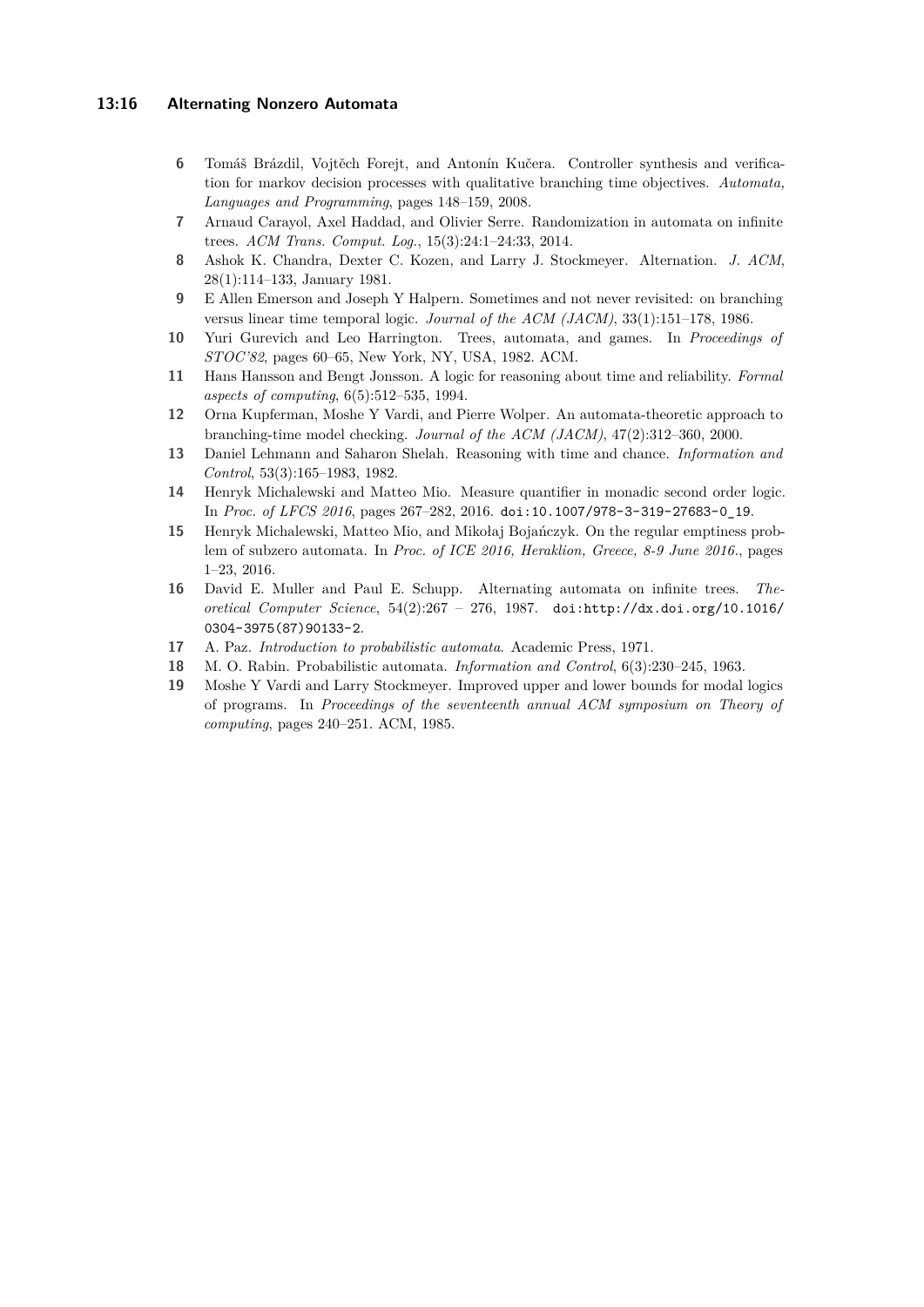6 Tomáš Brázdil, Vojtěch Forejt, and Antonín Kučera. Controller synthesis and verification for markov decision processes with qualitative branching time objectives. *Automata, Languages and Programming*, pages 148–159, 2008.

7 Arnaud Carayol, Axel Haddad, and Olivier Serre. Randomization in automata on infinite trees. *ACM Trans. Comput. Log.*, 15(3):24:1–24:33, 2014.

8 Ashok K. Chandra, Dexter C. Kozen, and Larry J. Stockmeyer. Alternation. *J. ACM*, 28(1):114–133, January 1981.

9 E Allen Emerson and Joseph Y Halpern. Sometimes and not never revisited: on branching versus linear time temporal logic. *Journal of the ACM (JACM)*, 33(1):151–178, 1986.

10 Yuri Gurevich and Leo Harrington. Trees, automata, and games. In *Proceedings of STOC'82*, pages 60–65, New York, NY, USA, 1982. ACM.

11 Hans Hansson and Bengt Jonsson. A logic for reasoning about time and reliability. *Formal aspects of computing*, 6(5):512–535, 1994.

12 Orna Kupferman, Moshe Y Vardi, and Pierre Wolper. An automata-theoretic approach to branching-time model checking. *Journal of the ACM (JACM)*, 47(2):312–360, 2000.

13 Daniel Lehmann and Saharon Shelah. Reasoning with time and chance. *Information and Control*, 53(3):165–1983, 1982.

14 Henryk Michalewski and Matteo Mio. Measure quantifier in monadic second order logic. In *Proc. of LFCS 2016*, pages 267–282, 2016. doi:10.1007/978-3-319-27683-0_19.

15 Henryk Michalewski, Matteo Mio, and Mikołaj Bojańczyk. On the regular emptiness problem of subzero automata. In *Proc. of ICE 2016, Heraklion, Greece, 8-9 June 2016.*, pages 1–23, 2016.

16 David E. Muller and Paul E. Schupp. Alternating automata on infinite trees. *Theoretical Computer Science*, 54(2):267 – 276, 1987. doi:http://dx.doi.org/10.1016/0304-3975(87)90133-2.

17 A. Paz. *Introduction to probabilistic automata*. Academic Press, 1971.

18 M. O. Rabin. Probabilistic automata. *Information and Control*, 6(3):230–245, 1963.

19 Moshe Y Vardi and Larry Stockmeyer. Improved upper and lower bounds for modal logics of programs. In *Proceedings of the seventeenth annual ACM symposium on Theory of computing*, pages 240–251. ACM, 1985.